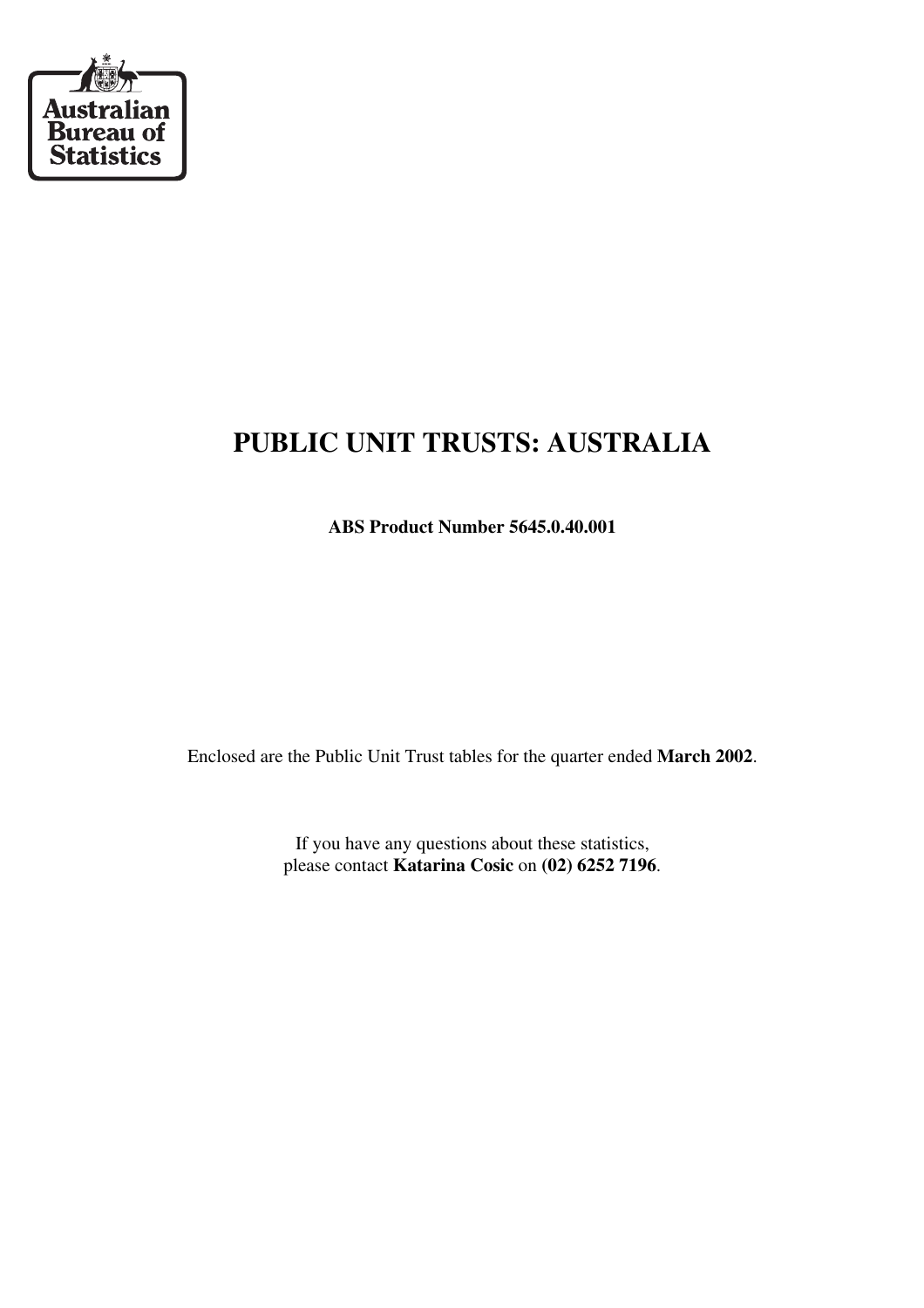Australian Bureau of Statistics

# PUBLIC UNIT TRUSTS: AUSTRALIA

**ABS Product Number 5645.0.40.001**

Enclosed are the Public Unit Trust tables for the quarter ended **March 2002**.

If you have any questions about these statistics,
please contact **Katarina Cosic** on **(02) 6252 7196**.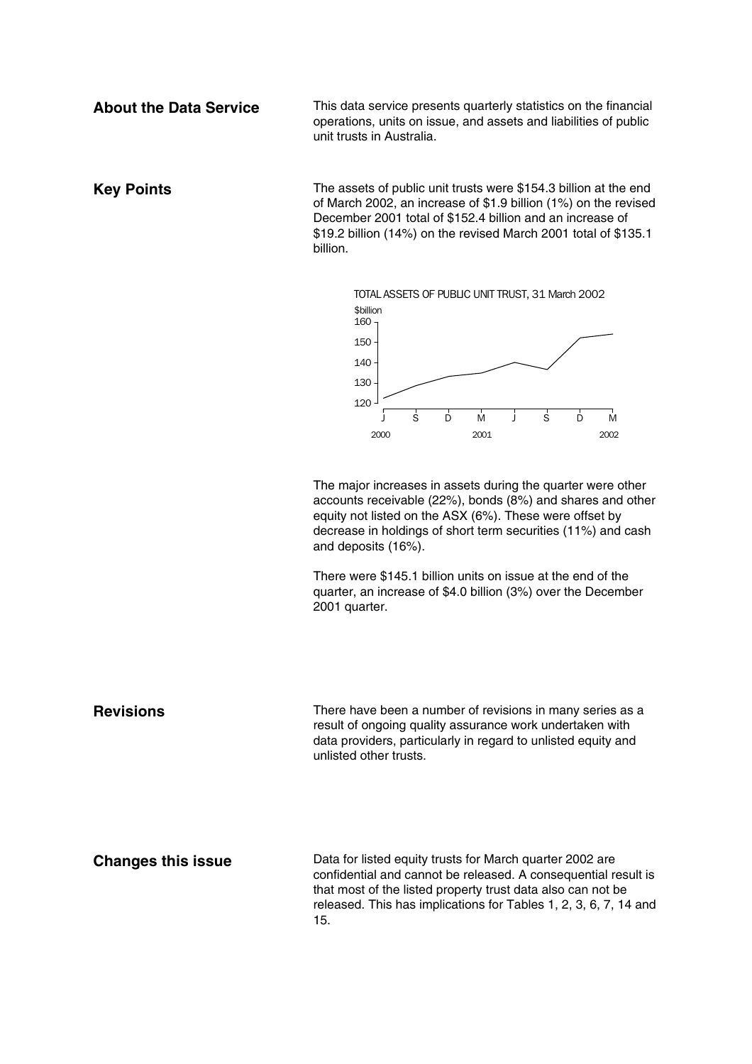## About the Data Service

This data service presents quarterly statistics on the financial operations, units on issue, and assets and liabilities of public unit trusts in Australia.

## Key Points

The assets of public unit trusts were $154.3 billion at the end of March 2002, an increase of $1.9 billion (1%) on the revised December 2001 total of $152.4 billion and an increase of $19.2 billion (14%) on the revised March 2001 total of $135.1 billion.

TOTAL ASSETS OF PUBLIC UNIT TRUST, 31 March 2002

The major increases in assets during the quarter were other accounts receivable (22%), bonds (8%) and shares and other equity not listed on the ASX (6%). These were offset by decrease in holdings of short term securities (11%) and cash and deposits (16%).

There were $145.1 billion units on issue at the end of the quarter, an increase of $4.0 billion (3%) over the December 2001 quarter.

## Revisions

There have been a number of revisions in many series as a result of ongoing quality assurance work undertaken with data providers, particularly in regard to unlisted equity and unlisted other trusts.

## Changes this issue

Data for listed equity trusts for March quarter 2002 are confidential and cannot be released. A consequential result is that most of the listed property trust data also can not be released. This has implications for Tables 1, 2, 3, 6, 7, 14 and 15.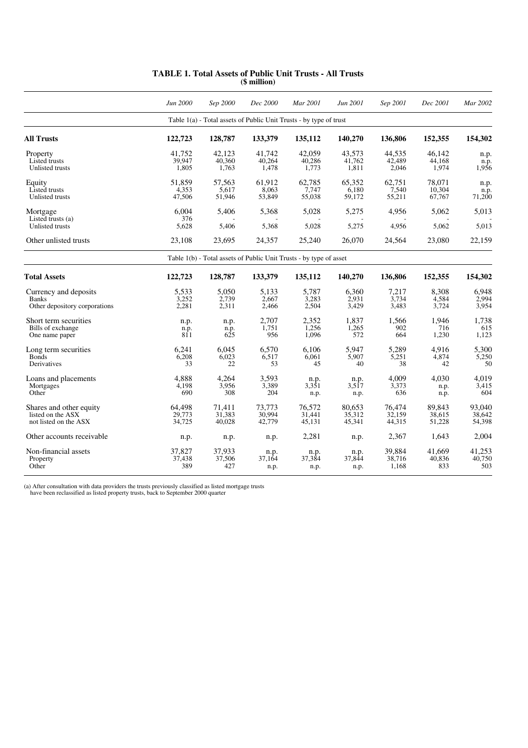# TABLE 1. Total Assets of Public Unit Trusts - All Trusts
**($ million)**

| | *Jun 2000* | *Sep 2000* | *Dec 2000* | *Mar 2001* | *Jun 2001* | *Sep 2001* | *Dec 2001* | *Mar 2002* |
|---|---|---|---|---|---|---|---|---|
| Table 1(a) - Total assets of Public Unit Trusts - by type of trust | | | | | | | | |
| **All Trusts** | **122,723** | **128,787** | **133,379** | **135,112** | **140,270** | **136,806** | **152,355** | **154,302** |
| Property | 41,752 | 42,123 | 41,742 | 42,059 | 43,573 | 44,535 | 46,142 | n.p. |
| Listed trusts | 39,947 | 40,360 | 40,264 | 40,286 | 41,762 | 42,489 | 44,168 | n.p. |
| Unlisted trusts | 1,805 | 1,763 | 1,478 | 1,773 | 1,811 | 2,046 | 1,974 | 1,956 |
| Equity | 51,859 | 57,563 | 61,912 | 62,785 | 65,352 | 62,751 | 78,071 | n.p. |
| Listed trusts | 4,353 | 5,617 | 8,063 | 7,747 | 6,180 | 7,540 | 10,304 | n.p. |
| Unlisted trusts | 47,506 | 51,946 | 53,849 | 55,038 | 59,172 | 55,211 | 67,767 | 71,200 |
| Mortgage | 6,004 | 5,406 | 5,368 | 5,028 | 5,275 | 4,956 | 5,062 | 5,013 |
| Listed trusts (a) | 376 | - | - | - | - | - | - | - |
| Unlisted trusts | 5,628 | 5,406 | 5,368 | 5,028 | 5,275 | 4,956 | 5,062 | 5,013 |
| Other unlisted trusts | 23,108 | 23,695 | 24,357 | 25,240 | 26,070 | 24,564 | 23,080 | 22,159 |
| Table 1(b) - Total assets of Public Unit Trusts - by type of asset | | | | | | | | |
| **Total Assets** | **122,723** | **128,787** | **133,379** | **135,112** | **140,270** | **136,806** | **152,355** | **154,302** |
| Currency and deposits | 5,533 | 5,050 | 5,133 | 5,787 | 6,360 | 7,217 | 8,308 | 6,948 |
| Banks | 3,252 | 2,739 | 2,667 | 3,283 | 2,931 | 3,734 | 4,584 | 2,994 |
| Other depository corporations | 2,281 | 2,311 | 2,466 | 2,504 | 3,429 | 3,483 | 3,724 | 3,954 |
| Short term securities | n.p. | n.p. | 2,707 | 2,352 | 1,837 | 1,566 | 1,946 | 1,738 |
| Bills of exchange | n.p. | n.p. | 1,751 | 1,256 | 1,265 | 902 | 716 | 615 |
| One name paper | 811 | 625 | 956 | 1,096 | 572 | 664 | 1,230 | 1,123 |
| Long term securities | 6,241 | 6,045 | 6,570 | 6,106 | 5,947 | 5,289 | 4,916 | 5,300 |
| Bonds | 6,208 | 6,023 | 6,517 | 6,061 | 5,907 | 5,251 | 4,874 | 5,250 |
| Derivatives | 33 | 22 | 53 | 45 | 40 | 38 | 42 | 50 |
| Loans and placements | 4,888 | 4,264 | 3,593 | n.p. | n.p. | 4,009 | 4,030 | 4,019 |
| Mortgages | 4,198 | 3,956 | 3,389 | 3,351 | 3,517 | 3,373 | n.p. | 3,415 |
| Other | 690 | 308 | 204 | n.p. | n.p. | 636 | n.p. | 604 |
| Shares and other equity | 64,498 | 71,411 | 73,773 | 76,572 | 80,653 | 76,474 | 89,843 | 93,040 |
| listed on the ASX | 29,773 | 31,383 | 30,994 | 31,441 | 35,312 | 32,159 | 38,615 | 38,642 |
| not listed on the ASX | 34,725 | 40,028 | 42,779 | 45,131 | 45,341 | 44,315 | 51,228 | 54,398 |
| Other accounts receivable | n.p. | n.p. | n.p. | 2,281 | n.p. | 2,367 | 1,643 | 2,004 |
| Non-financial assets | 37,827 | 37,933 | n.p. | n.p. | n.p. | 39,884 | 41,669 | 41,253 |
| Property | 37,438 | 37,506 | 37,164 | 37,384 | 37,844 | 38,716 | 40,836 | 40,750 |
| Other | 389 | 427 | n.p. | n.p. | n.p. | 1,168 | 833 | 503 |

(a) After consultation with data providers the trusts previously classified as listed mortgage trusts have been reclassified as listed property trusts, back to September 2000 quarter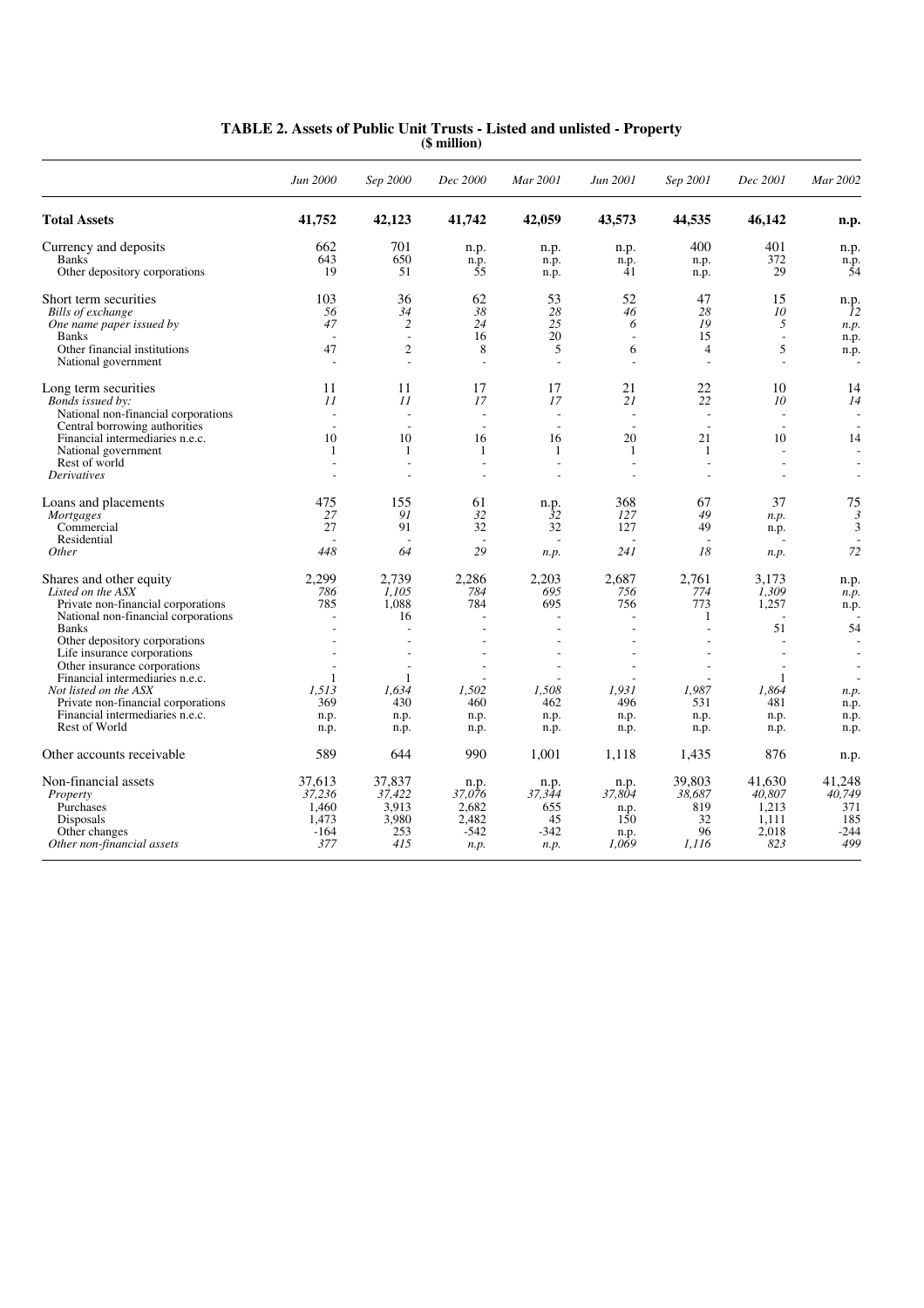# TABLE 2. Assets of Public Unit Trusts - Listed and unlisted - Property
**($ million)**

| | *Jun 2000* | *Sep 2000* | *Dec 2000* | *Mar 2001* | *Jun 2001* | *Sep 2001* | *Dec 2001* | *Mar 2002* |
|---|---|---|---|---|---|---|---|---|
| **Total Assets** | **41,752** | **42,123** | **41,742** | **42,059** | **43,573** | **44,535** | **46,142** | **n.p.** |
| Currency and deposits | 662 | 701 | n.p. | n.p. | n.p. | 400 | 401 | n.p. |
| Banks | 643 | 650 | n.p. | n.p. | n.p. | n.p. | 372 | n.p. |
| Other depository corporations | 19 | 51 | 55 | n.p. | 41 | n.p. | 29 | 54 |
| Short term securities | 103 | 36 | 62 | 53 | 52 | 47 | 15 | n.p. |
| *Bills of exchange* | *56* | *34* | *38* | *28* | *46* | *28* | *10* | *12* |
| *One name paper issued by* | *47* | *2* | *24* | *25* | *6* | *19* | *5* | *n.p.* |
| Banks | - | - | 16 | 20 | - | 15 | - | n.p. |
| Other financial institutions | 47 | 2 | 8 | 5 | 6 | 4 | 5 | n.p. |
| National government | - | - | - | - | - | - | - | - |
| Long term securities | 11 | 11 | 17 | 17 | 21 | 22 | 10 | 14 |
| *Bonds issued by:* | *11* | *11* | *17* | *17* | *21* | *22* | *10* | *14* |
| National non-financial corporations | - | - | - | - | - | - | - | - |
| Central borrowing authorities | - | - | - | - | - | - | - | - |
| Financial intermediaries n.e.c. | 10 | 10 | 16 | 16 | 20 | 21 | 10 | 14 |
| National government | 1 | 1 | 1 | 1 | 1 | 1 | - | - |
| Rest of world | - | - | - | - | - | - | - | - |
| *Derivatives* | - | - | - | - | - | - | - | - |
| Loans and placements | 475 | 155 | 61 | n.p. | 368 | 67 | 37 | 75 |
| *Mortgages* | *27* | *91* | *32* | *32* | *127* | *49* | *n.p.* | *3* |
| Commercial | 27 | 91 | 32 | 32 | 127 | 49 | n.p. | 3 |
| Residential | - | - | - | - | - | - | - | - |
| *Other* | *448* | *64* | *29* | *n.p.* | *241* | *18* | *n.p.* | *72* |
| Shares and other equity | 2,299 | 2,739 | 2,286 | 2,203 | 2,687 | 2,761 | 3,173 | n.p. |
| *Listed on the ASX* | *786* | *1,105* | *784* | *695* | *756* | *774* | *1,309* | *n.p.* |
| Private non-financial corporations | 785 | 1,088 | 784 | 695 | 756 | 773 | 1,257 | n.p. |
| National non-financial corporations | - | 16 | - | - | - | 1 | - | - |
| Banks | - | - | - | - | - | - | 51 | 54 |
| Other depository corporations | - | - | - | - | - | - | - | - |
| Life insurance corporations | - | - | - | - | - | - | - | - |
| Other insurance corporations | - | - | - | - | - | - | - | - |
| Financial intermediaries n.e.c. | 1 | 1 | - | - | - | - | 1 | - |
| *Not listed on the ASX* | *1,513* | *1,634* | *1,502* | *1,508* | *1,931* | *1,987* | *1,864* | *n.p.* |
| Private non-financial corporations | 369 | 430 | 460 | 462 | 496 | 531 | 481 | n.p. |
| Financial intermediaries n.e.c. | n.p. | n.p. | n.p. | n.p. | n.p. | n.p. | n.p. | n.p. |
| Rest of World | n.p. | n.p. | n.p. | n.p. | n.p. | n.p. | n.p. | n.p. |
| Other accounts receivable | 589 | 644 | 990 | 1,001 | 1,118 | 1,435 | 876 | n.p. |
| Non-financial assets | 37,613 | 37,837 | n.p. | n.p. | n.p. | 39,803 | 41,630 | 41,248 |
| *Property* | *37,236* | *37,422* | *37,076* | *37,344* | *37,804* | *38,687* | *40,807* | *40,749* |
| Purchases | 1,460 | 3,913 | 2,682 | 655 | n.p. | 819 | 1,213 | 371 |
| Disposals | 1,473 | 3,980 | 2,482 | 45 | 150 | 32 | 1,111 | 185 |
| Other changes | -164 | 253 | -542 | -342 | n.p. | 96 | 2,018 | -244 |
| *Other non-financial assets* | *377* | *415* | *n.p.* | *n.p.* | *1,069* | *1,116* | *823* | *499* |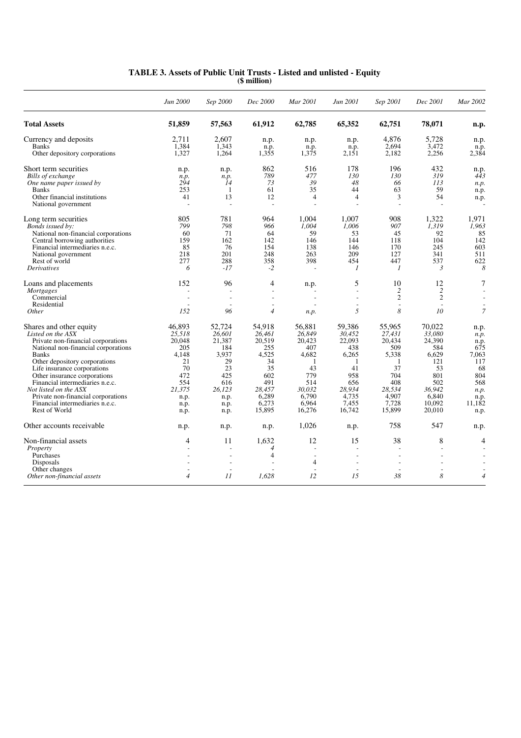## TABLE 3. Assets of Public Unit Trusts - Listed and unlisted - Equity
**($ million)**

| | *Jun 2000* | *Sep 2000* | *Dec 2000* | *Mar 2001* | *Jun 2001* | *Sep 2001* | *Dec 2001* | *Mar 2002* |
|---|---|---|---|---|---|---|---|---|
| **Total Assets** | **51,859** | **57,563** | **61,912** | **62,785** | **65,352** | **62,751** | **78,071** | **n.p.** |
| Currency and deposits | 2,711 | 2,607 | n.p. | n.p. | n.p. | 4,876 | 5,728 | n.p. |
| Banks | 1,384 | 1,343 | n.p. | n.p. | n.p. | 2,694 | 3,472 | n.p. |
| Other depository corporations | 1,327 | 1,264 | 1,355 | 1,375 | 2,151 | 2,182 | 2,256 | 2,384 |
| Short term securities | n.p. | n.p. | 862 | 516 | 178 | 196 | 432 | n.p. |
| *Bills of exchange* | *n.p.* | *n.p.* | *789* | *477* | *130* | *130* | *319* | *443* |
| *One name paper issued by* | *294* | *14* | *73* | *39* | *48* | *66* | *113* | *n.p.* |
| Banks | 253 | 1 | 61 | 35 | 44 | 63 | 59 | n.p. |
| Other financial institutions | 41 | 13 | 12 | 4 | 4 | 3 | 54 | n.p. |
| National government | - | - | - | - | - | - | - | - |
| Long term securities | 805 | 781 | 964 | 1,004 | 1,007 | 908 | 1,322 | 1,971 |
| *Bonds issued by:* | *799* | *798* | *966* | *1,004* | *1,006* | *907* | *1,319* | *1,963* |
| National non-financial corporations | 60 | 71 | 64 | 59 | 53 | 45 | 92 | 85 |
| Central borrowing authorities | 159 | 162 | 142 | 146 | 144 | 118 | 104 | 142 |
| Financial intermediaries n.e.c. | 85 | 76 | 154 | 138 | 146 | 170 | 245 | 603 |
| National government | 218 | 201 | 248 | 263 | 209 | 127 | 341 | 511 |
| Rest of world | 277 | 288 | 358 | 398 | 454 | 447 | 537 | 622 |
| *Derivatives* | *6* | *-17* | *-2* | *-* | *1* | *1* | *3* | *8* |
| Loans and placements | 152 | 96 | 4 | n.p. | 5 | 10 | 12 | 7 |
| *Mortgages* | *-* | *-* | *-* | *-* | *-* | *2* | *2* | *-* |
| Commercial | - | - | - | - | - | 2 | 2 | - |
| Residential | - | - | - | - | - | - | - | - |
| *Other* | *152* | *96* | *4* | *n.p.* | *5* | *8* | *10* | *7* |
| Shares and other equity | 46,893 | 52,724 | 54,918 | 56,881 | 59,386 | 55,965 | 70,022 | n.p. |
| *Listed on the ASX* | *25,518* | *26,601* | *26,461* | *26,849* | *30,452* | *27,431* | *33,080* | *n.p.* |
| Private non-financial corporations | 20,048 | 21,387 | 20,519 | 20,423 | 22,093 | 20,434 | 24,390 | n.p. |
| National non-financial corporations | 205 | 184 | 255 | 407 | 438 | 509 | 584 | 675 |
| Banks | 4,148 | 3,937 | 4,525 | 4,682 | 6,265 | 5,338 | 6,629 | 7,063 |
| Other depository corporations | 21 | 29 | 34 | 1 | 1 | 1 | 121 | 117 |
| Life insurance corporations | 70 | 23 | 35 | 43 | 41 | 37 | 53 | 68 |
| Other insurance corporations | 472 | 425 | 602 | 779 | 958 | 704 | 801 | 804 |
| Financial intermediaries n.e.c. | 554 | 616 | 491 | 514 | 656 | 408 | 502 | 568 |
| *Not listed on the ASX* | *21,375* | *26,123* | *28,457* | *30,032* | *28,934* | *28,534* | *36,942* | *n.p.* |
| Private non-financial corporations | n.p. | n.p. | 6,289 | 6,790 | 4,735 | 4,907 | 6,840 | n.p. |
| Financial intermediaries n.e.c. | n.p. | n.p. | 6,273 | 6,964 | 7,455 | 7,728 | 10,092 | 11,182 |
| Rest of World | n.p. | n.p. | 15,895 | 16,276 | 16,742 | 15,899 | 20,010 | n.p. |
| Other accounts receivable | n.p. | n.p. | n.p. | 1,026 | n.p. | 758 | 547 | n.p. |
| Non-financial assets | 4 | 11 | 1,632 | 12 | 15 | 38 | 8 | 4 |
| *Property* | *-* | *-* | *4* | *-* | *-* | *-* | *-* | *-* |
| Purchases | - | - | 4 | - | - | - | - | - |
| Disposals | - | - | - | 4 | - | - | - | - |
| Other changes | - | - | - | - | - | - | - | - |
| *Other non-financial assets* | *4* | *11* | *1,628* | *12* | *15* | *38* | *8* | *4* |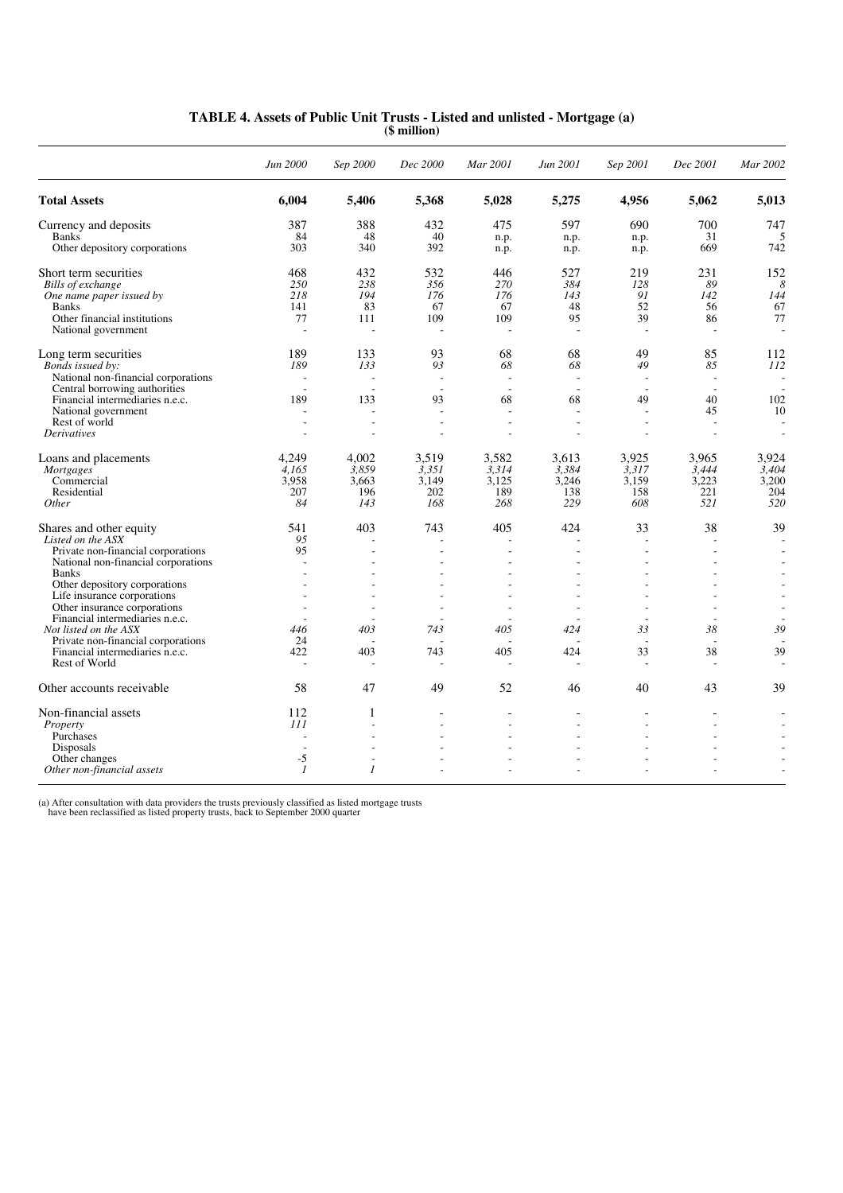**TABLE 4. Assets of Public Unit Trusts - Listed and unlisted - Mortgage (a)**
**($ million)**

| | *Jun 2000* | *Sep 2000* | *Dec 2000* | *Mar 2001* | *Jun 2001* | *Sep 2001* | *Dec 2001* | *Mar 2002* |
|---|---|---|---|---|---|---|---|---|
| **Total Assets** | **6,004** | **5,406** | **5,368** | **5,028** | **5,275** | **4,956** | **5,062** | **5,013** |
| Currency and deposits | 387 | 388 | 432 | 475 | 597 | 690 | 700 | 747 |
| Banks | 84 | 48 | 40 | n.p. | n.p. | n.p. | 31 | 5 |
| Other depository corporations | 303 | 340 | 392 | n.p. | n.p. | n.p. | 669 | 742 |
| Short term securities | 468 | 432 | 532 | 446 | 527 | 219 | 231 | 152 |
| *Bills of exchange* | *250* | *238* | *356* | *270* | *384* | *128* | *89* | *8* |
| *One name paper issued by* | *218* | *194* | *176* | *176* | *143* | *91* | *142* | *144* |
| Banks | 141 | 83 | 67 | 67 | 48 | 52 | 56 | 67 |
| Other financial institutions | 77 | 111 | 109 | 109 | 95 | 39 | 86 | 77 |
| National government | - | - | - | - | - | - | - | - |
| Long term securities | 189 | 133 | 93 | 68 | 68 | 49 | 85 | 112 |
| *Bonds issued by:* | *189* | *133* | *93* | *68* | *68* | *49* | *85* | *112* |
| National non-financial corporations | - | - | - | - | - | - | - | - |
| Central borrowing authorities | - | - | - | - | - | - | - | - |
| Financial intermediaries n.e.c. | 189 | 133 | 93 | 68 | 68 | 49 | 40 | 102 |
| National government | - | - | - | - | - | - | 45 | 10 |
| Rest of world | - | - | - | - | - | - | - | - |
| *Derivatives* | - | - | - | - | - | - | - | - |
| Loans and placements | 4,249 | 4,002 | 3,519 | 3,582 | 3,613 | 3,925 | 3,965 | 3,924 |
| *Mortgages* | *4,165* | *3,859* | *3,351* | *3,314* | *3,384* | *3,317* | *3,444* | *3,404* |
| Commercial | 3,958 | 3,663 | 3,149 | 3,125 | 3,246 | 3,159 | 3,223 | 3,200 |
| Residential | 207 | 196 | 202 | 189 | 138 | 158 | 221 | 204 |
| *Other* | *84* | *143* | *168* | *268* | *229* | *608* | *521* | *520* |
| Shares and other equity | 541 | 403 | 743 | 405 | 424 | 33 | 38 | 39 |
| *Listed on the ASX* | *95* | - | - | - | - | - | - | - |
| Private non-financial corporations | 95 | - | - | - | - | - | - | - |
| National non-financial corporations | - | - | - | - | - | - | - | - |
| Banks | - | - | - | - | - | - | - | - |
| Other depository corporations | - | - | - | - | - | - | - | - |
| Life insurance corporations | - | - | - | - | - | - | - | - |
| Other insurance corporations | - | - | - | - | - | - | - | - |
| Financial intermediaries n.e.c. | - | - | - | - | - | - | - | - |
| *Not listed on the ASX* | *446* | *403* | *743* | *405* | *424* | *33* | *38* | *39* |
| Private non-financial corporations | 24 | - | - | - | - | - | - | - |
| Financial intermediaries n.e.c. | 422 | 403 | 743 | 405 | 424 | 33 | 38 | 39 |
| Rest of World | - | - | - | - | - | - | - | - |
| Other accounts receivable | 58 | 47 | 49 | 52 | 46 | 40 | 43 | 39 |
| Non-financial assets | 112 | 1 | - | - | - | - | - | - |
| *Property* | *111* | - | - | - | - | - | - | - |
| Purchases | - | - | - | - | - | - | - | - |
| Disposals | - | - | - | - | - | - | - | - |
| Other changes | -5 | - | - | - | - | - | - | - |
| *Other non-financial assets* | *1* | *1* | - | - | - | - | - | - |

(a) After consultation with data providers the trusts previously classified as listed mortgage trusts have been reclassified as listed property trusts, back to September 2000 quarter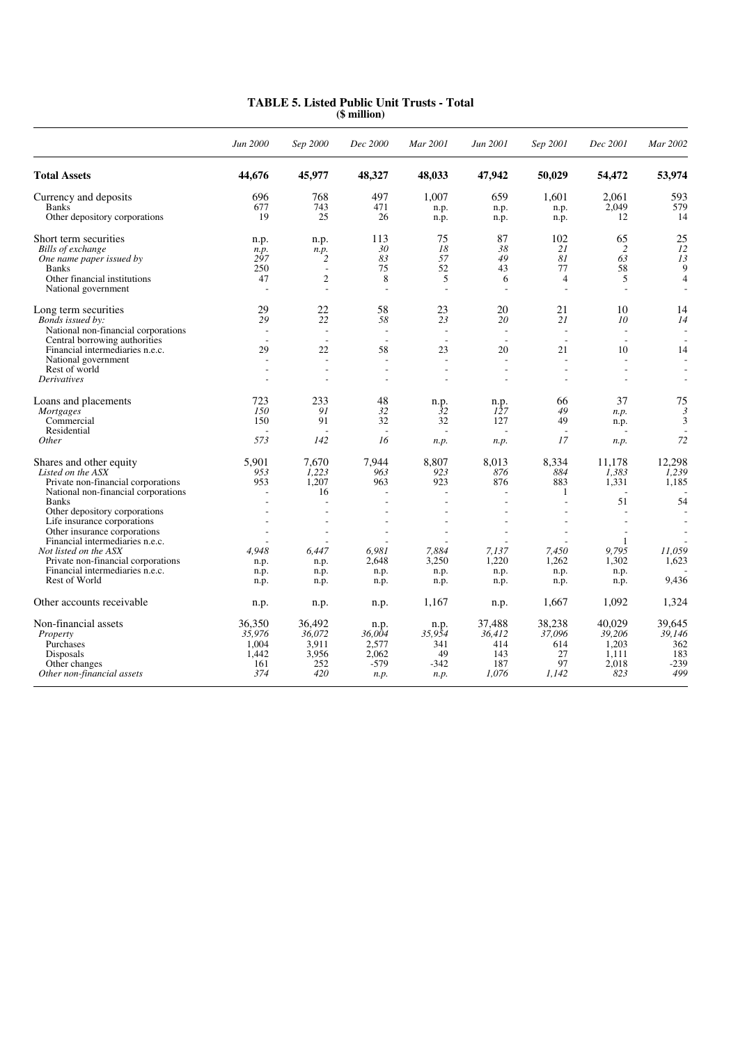# TABLE 5. Listed Public Unit Trusts - Total
**($ million)**

| | Jun 2000 | Sep 2000 | Dec 2000 | Mar 2001 | Jun 2001 | Sep 2001 | Dec 2001 | Mar 2002 |
|---|---|---|---|---|---|---|---|---|
| **Total Assets** | **44,676** | **45,977** | **48,327** | **48,033** | **47,942** | **50,029** | **54,472** | **53,974** |
| Currency and deposits | 696 | 768 | 497 | 1,007 | 659 | 1,601 | 2,061 | 593 |
| Banks | 677 | 743 | 471 | n.p. | n.p. | n.p. | 2,049 | 579 |
| Other depository corporations | 19 | 25 | 26 | n.p. | n.p. | n.p. | 12 | 14 |
| Short term securities | n.p. | n.p. | 113 | 75 | 87 | 102 | 65 | 25 |
| *Bills of exchange* | *n.p.* | *n.p.* | *30* | *18* | *38* | *21* | *2* | *12* |
| *One name paper issued by* | *297* | *2* | *83* | *57* | *49* | *81* | *63* | *13* |
| Banks | 250 | - | 75 | 52 | 43 | 77 | 58 | 9 |
| Other financial institutions | 47 | 2 | 8 | 5 | 6 | 4 | 5 | 4 |
| National government | - | - | - | - | - | - | - | - |
| Long term securities | 29 | 22 | 58 | 23 | 20 | 21 | 10 | 14 |
| *Bonds issued by:* | *29* | *22* | *58* | *23* | *20* | *21* | *10* | *14* |
| National non-financial corporations | - | - | - | - | - | - | - | - |
| Central borrowing authorities | - | - | - | - | - | - | - | - |
| Financial intermediaries n.e.c. | 29 | 22 | 58 | 23 | 20 | 21 | 10 | 14 |
| National government | - | - | - | - | - | - | - | - |
| Rest of world | - | - | - | - | - | - | - | - |
| *Derivatives* | - | - | - | - | - | - | - | - |
| Loans and placements | 723 | 233 | 48 | n.p. | n.p. | 66 | 37 | 75 |
| *Mortgages* | *150* | *91* | *32* | *32* | *127* | *49* | *n.p.* | *3* |
| Commercial | 150 | 91 | 32 | 32 | 127 | 49 | n.p. | 3 |
| Residential | - | - | - | - | - | - | - | - |
| *Other* | *573* | *142* | *16* | *n.p.* | *n.p.* | *17* | *n.p.* | *72* |
| Shares and other equity | 5,901 | 7,670 | 7,944 | 8,807 | 8,013 | 8,334 | 11,178 | 12,298 |
| *Listed on the ASX* | *953* | *1,223* | *963* | *923* | *876* | *884* | *1,383* | *1,239* |
| Private non-financial corporations | 953 | 1,207 | 963 | 923 | 876 | 883 | 1,331 | 1,185 |
| National non-financial corporations | - | 16 | - | - | - | 1 | - | - |
| Banks | - | - | - | - | - | - | 51 | 54 |
| Other depository corporations | - | - | - | - | - | - | - | - |
| Life insurance corporations | - | - | - | - | - | - | - | - |
| Other insurance corporations | - | - | - | - | - | - | - | - |
| Financial intermediaries n.e.c. | - | - | - | - | - | - | 1 | - |
| *Not listed on the ASX* | *4,948* | *6,447* | *6,981* | *7,884* | *7,137* | *7,450* | *9,795* | *11,059* |
| Private non-financial corporations | n.p. | n.p. | 2,648 | 3,250 | 1,220 | 1,262 | 1,302 | 1,623 |
| Financial intermediaries n.e.c. | n.p. | n.p. | n.p. | n.p. | n.p. | n.p. | n.p. | - |
| Rest of World | n.p. | n.p. | n.p. | n.p. | n.p. | n.p. | n.p. | 9,436 |
| Other accounts receivable | n.p. | n.p. | n.p. | 1,167 | n.p. | 1,667 | 1,092 | 1,324 |
| Non-financial assets | 36,350 | 36,492 | n.p. | n.p. | 37,488 | 38,238 | 40,029 | 39,645 |
| *Property* | *35,976* | *36,072* | *36,004* | *35,954* | *36,412* | *37,096* | *39,206* | *39,146* |
| Purchases | 1,004 | 3,911 | 2,577 | 341 | 414 | 614 | 1,203 | 362 |
| Disposals | 1,442 | 3,956 | 2,062 | 49 | 143 | 27 | 1,111 | 183 |
| Other changes | 161 | 252 | -579 | -342 | 187 | 97 | 2,018 | -239 |
| *Other non-financial assets* | *374* | *420* | *n.p.* | *n.p.* | *1,076* | *1,142* | *823* | *499* |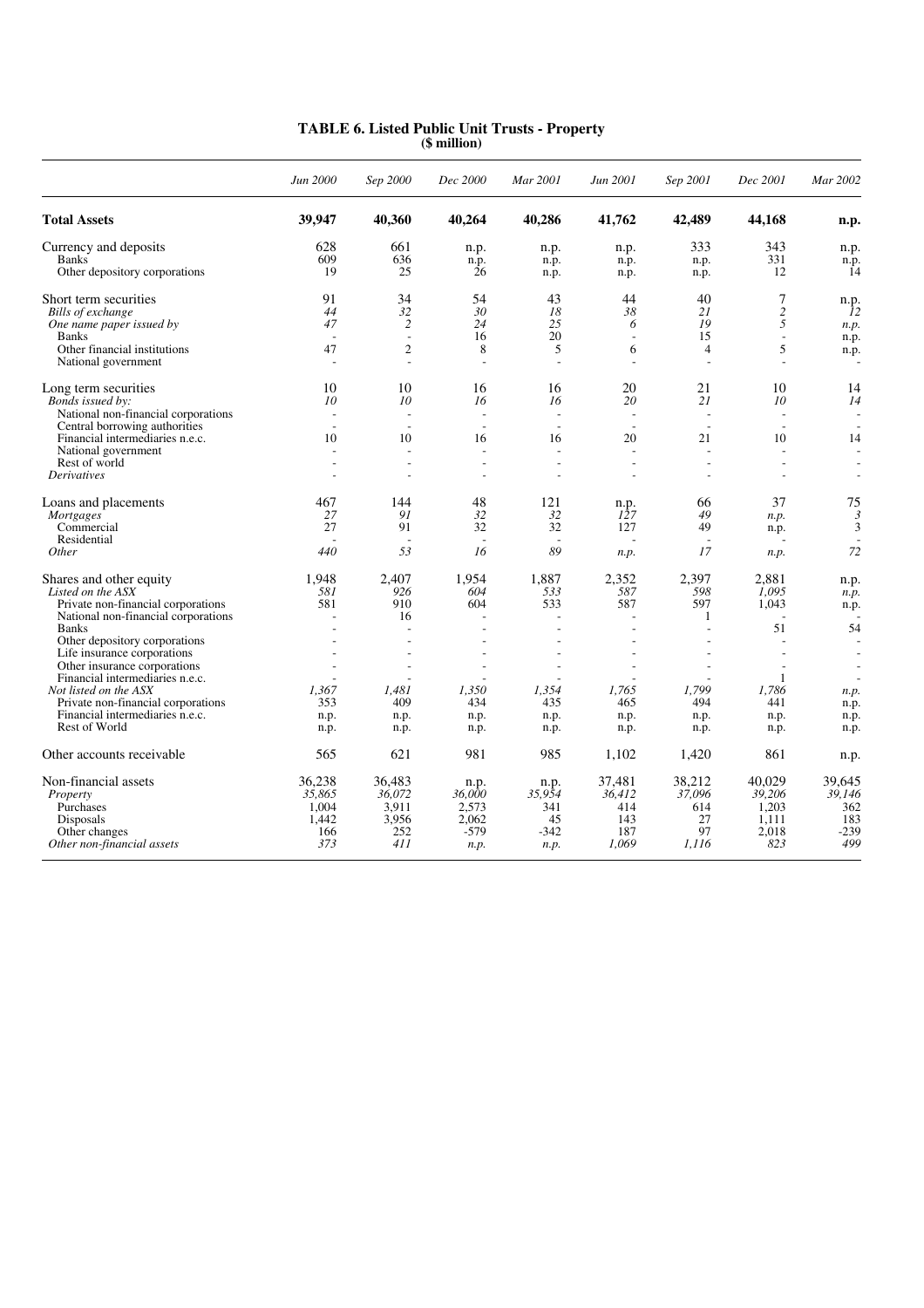# TABLE 6. Listed Public Unit Trusts - Property
**($ million)**

| | *Jun 2000* | *Sep 2000* | *Dec 2000* | *Mar 2001* | *Jun 2001* | *Sep 2001* | *Dec 2001* | *Mar 2002* |
|---|---|---|---|---|---|---|---|---|
| **Total Assets** | **39,947** | **40,360** | **40,264** | **40,286** | **41,762** | **42,489** | **44,168** | **n.p.** |
| Currency and deposits | 628 | 661 | n.p. | n.p. | n.p. | 333 | 343 | n.p. |
| Banks | 609 | 636 | n.p. | n.p. | n.p. | n.p. | 331 | n.p. |
| Other depository corporations | 19 | 25 | 26 | n.p. | n.p. | n.p. | 12 | 14 |
| Short term securities | 91 | 34 | 54 | 43 | 44 | 40 | 7 | n.p. |
| *Bills of exchange* | *44* | *32* | *30* | *18* | *38* | *21* | *2* | *12* |
| *One name paper issued by* | *47* | *2* | *24* | *25* | *6* | *19* | *5* | *n.p.* |
| Banks | - | - | 16 | 20 | - | 15 | - | n.p. |
| Other financial institutions | 47 | 2 | 8 | 5 | 6 | 4 | 5 | n.p. |
| National government | - | - | - | - | - | - | - | - |
| Long term securities | 10 | 10 | 16 | 16 | 20 | 21 | 10 | 14 |
| *Bonds issued by:* | *10* | *10* | *16* | *16* | *20* | *21* | *10* | *14* |
| National non-financial corporations | - | - | - | - | - | - | - | - |
| Central borrowing authorities | - | - | - | - | - | - | - | - |
| Financial intermediaries n.e.c. | 10 | 10 | 16 | 16 | 20 | 21 | 10 | 14 |
| National government | - | - | - | - | - | - | - | - |
| Rest of world | - | - | - | - | - | - | - | - |
| *Derivatives* | - | - | - | - | - | - | - | - |
| Loans and placements | 467 | 144 | 48 | 121 | n.p. | 66 | 37 | 75 |
| *Mortgages* | *27* | *91* | *32* | *32* | *127* | *49* | *n.p.* | *3* |
| Commercial | 27 | 91 | 32 | 32 | 127 | 49 | n.p. | 3 |
| Residential | - | - | - | - | - | - | - | - |
| *Other* | *440* | *53* | *16* | *89* | *n.p.* | *17* | *n.p.* | *72* |
| Shares and other equity | 1,948 | 2,407 | 1,954 | 1,887 | 2,352 | 2,397 | 2,881 | n.p. |
| *Listed on the ASX* | *581* | *926* | *604* | *533* | *587* | *598* | *1,095* | *n.p.* |
| Private non-financial corporations | 581 | 910 | 604 | 533 | 587 | 597 | 1,043 | n.p. |
| National non-financial corporations | - | 16 | - | - | - | 1 | - | - |
| Banks | - | - | - | - | - | - | 51 | 54 |
| Other depository corporations | - | - | - | - | - | - | - | - |
| Life insurance corporations | - | - | - | - | - | - | - | - |
| Other insurance corporations | - | - | - | - | - | - | - | - |
| Financial intermediaries n.e.c. | - | - | - | - | - | - | 1 | - |
| *Not listed on the ASX* | *1,367* | *1,481* | *1,350* | *1,354* | *1,765* | *1,799* | *1,786* | *n.p.* |
| Private non-financial corporations | 353 | 409 | 434 | 435 | 465 | 494 | 441 | n.p. |
| Financial intermediaries n.e.c. | n.p. | n.p. | n.p. | n.p. | n.p. | n.p. | n.p. | n.p. |
| Rest of World | n.p. | n.p. | n.p. | n.p. | n.p. | n.p. | n.p. | n.p. |
| Other accounts receivable | 565 | 621 | 981 | 985 | 1,102 | 1,420 | 861 | n.p. |
| Non-financial assets | 36,238 | 36,483 | n.p. | n.p. | 37,481 | 38,212 | 40,029 | 39,645 |
| *Property* | *35,865* | *36,072* | *36,000* | *35,954* | *36,412* | *37,096* | *39,206* | *39,146* |
| Purchases | 1,004 | 3,911 | 2,573 | 341 | 414 | 614 | 1,203 | 362 |
| Disposals | 1,442 | 3,956 | 2,062 | 45 | 143 | 27 | 1,111 | 183 |
| Other changes | 166 | 252 | -579 | -342 | 187 | 97 | 2,018 | -239 |
| *Other non-financial assets* | *373* | *411* | *n.p.* | *n.p.* | *1,069* | *1,116* | *823* | *499* |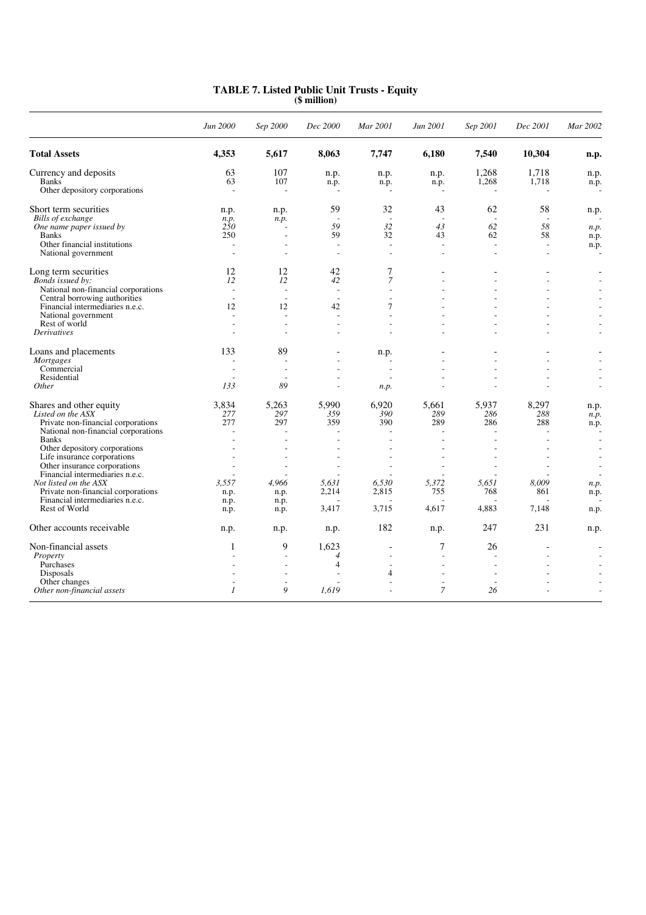# TABLE 7. Listed Public Unit Trusts - Equity
**($ million)**

| | *Jun 2000* | *Sep 2000* | *Dec 2000* | *Mar 2001* | *Jun 2001* | *Sep 2001* | *Dec 2001* | *Mar 2002* |
|---|---|---|---|---|---|---|---|---|
| **Total Assets** | **4,353** | **5,617** | **8,063** | **7,747** | **6,180** | **7,540** | **10,304** | **n.p.** |
| Currency and deposits | 63 | 107 | n.p. | n.p. | n.p. | 1,268 | 1,718 | n.p. |
| Banks | 63 | 107 | n.p. | n.p. | n.p. | 1,268 | 1,718 | n.p. |
| Other depository corporations | - | - | - | - | - | - | - | - |
| Short term securities | n.p. | n.p. | 59 | 32 | 43 | 62 | 58 | n.p. |
| *Bills of exchange* | *n.p.* | *n.p.* | - | - | - | - | - | - |
| *One name paper issued by* | *250* | - | *59* | *32* | *43* | *62* | *58* | *n.p.* |
| Banks | 250 | - | 59 | 32 | 43 | 62 | 58 | n.p. |
| Other financial institutions | - | - | - | - | - | - | - | n.p. |
| National government | - | - | - | - | - | - | - | - |
| Long term securities | 12 | 12 | 42 | 7 | - | - | - | - |
| *Bonds issued by:* | *12* | *12* | *42* | *7* | - | - | - | - |
| National non-financial corporations | - | - | - | - | - | - | - | - |
| Central borrowing authorities | - | - | - | - | - | - | - | - |
| Financial intermediaries n.e.c. | 12 | 12 | 42 | 7 | - | - | - | - |
| National government | - | - | - | - | - | - | - | - |
| Rest of world | - | - | - | - | - | - | - | - |
| *Derivatives* | - | - | - | - | - | - | - | - |
| Loans and placements | 133 | 89 | - | n.p. | - | - | - | - |
| *Mortgages* | - | - | - | - | - | - | - | - |
| Commercial | - | - | - | - | - | - | - | - |
| Residential | - | - | - | - | - | - | - | - |
| *Other* | *133* | *89* | - | *n.p.* | - | - | - | - |
| Shares and other equity | 3,834 | 5,263 | 5,990 | 6,920 | 5,661 | 5,937 | 8,297 | n.p. |
| *Listed on the ASX* | *277* | *297* | *359* | *390* | *289* | *286* | *288* | *n.p.* |
| Private non-financial corporations | 277 | 297 | 359 | 390 | 289 | 286 | 288 | n.p. |
| National non-financial corporations | - | - | - | - | - | - | - | - |
| Banks | - | - | - | - | - | - | - | - |
| Other depository corporations | - | - | - | - | - | - | - | - |
| Life insurance corporations | - | - | - | - | - | - | - | - |
| Other insurance corporations | - | - | - | - | - | - | - | - |
| Financial intermediaries n.e.c. | - | - | - | - | - | - | - | - |
| *Not listed on the ASX* | *3,557* | *4,966* | *5,631* | *6,530* | *5,372* | *5,651* | *8,009* | *n.p.* |
| Private non-financial corporations | n.p. | n.p. | 2,214 | 2,815 | 755 | 768 | 861 | n.p. |
| Financial intermediaries n.e.c. | n.p. | n.p. | - | - | - | - | - | - |
| Rest of World | n.p. | n.p. | 3,417 | 3,715 | 4,617 | 4,883 | 7,148 | n.p. |
| Other accounts receivable | n.p. | n.p. | n.p. | 182 | n.p. | 247 | 231 | n.p. |
| Non-financial assets | 1 | 9 | 1,623 | - | 7 | 26 | - | - |
| *Property* | - | - | *4* | - | - | - | - | - |
| Purchases | - | - | 4 | - | - | - | - | - |
| Disposals | - | - | - | 4 | - | - | - | - |
| Other changes | - | - | - | - | - | - | - | - |
| *Other non-financial assets* | *1* | *9* | *1,619* | - | *7* | *26* | - | - |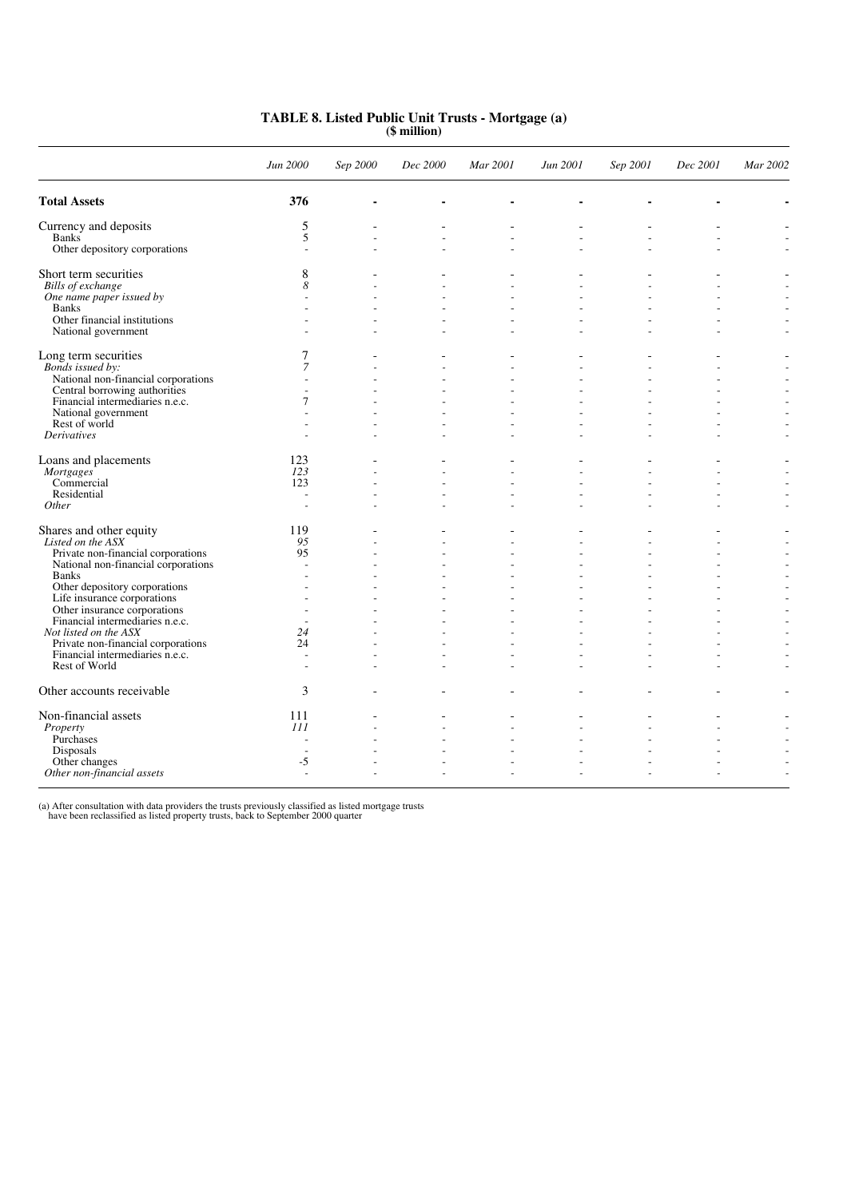## TABLE 8. Listed Public Unit Trusts - Mortgage (a)
**($ million)**

| | *Jun 2000* | *Sep 2000* | *Dec 2000* | *Mar 2001* | *Jun 2001* | *Sep 2001* | *Dec 2001* | *Mar 2002* |
|---|---|---|---|---|---|---|---|---|
| **Total Assets** | **376** | **-** | **-** | **-** | **-** | **-** | **-** | **-** |
| Currency and deposits | 5 | - | - | - | - | - | - | - |
| Banks | 5 | - | - | - | - | - | - | - |
| Other depository corporations | - | - | - | - | - | - | - | - |
| Short term securities | 8 | - | - | - | - | - | - | - |
| *Bills of exchange* | *8* | - | - | - | - | - | - | - |
| *One name paper issued by* | - | - | - | - | - | - | - | - |
| Banks | - | - | - | - | - | - | - | - |
| Other financial institutions | - | - | - | - | - | - | - | - |
| National government | - | - | - | - | - | - | - | - |
| Long term securities | 7 | - | - | - | - | - | - | - |
| *Bonds issued by:* | *7* | - | - | - | - | - | - | - |
| National non-financial corporations | - | - | - | - | - | - | - | - |
| Central borrowing authorities | - | - | - | - | - | - | - | - |
| Financial intermediaries n.e.c. | 7 | - | - | - | - | - | - | - |
| National government | - | - | - | - | - | - | - | - |
| Rest of world | - | - | - | - | - | - | - | - |
| *Derivatives* | - | - | - | - | - | - | - | - |
| Loans and placements | 123 | - | - | - | - | - | - | - |
| *Mortgages* | *123* | - | - | - | - | - | - | - |
| Commercial | 123 | - | - | - | - | - | - | - |
| Residential | - | - | - | - | - | - | - | - |
| *Other* | - | - | - | - | - | - | - | - |
| Shares and other equity | 119 | - | - | - | - | - | - | - |
| *Listed on the ASX* | *95* | - | - | - | - | - | - | - |
| Private non-financial corporations | 95 | - | - | - | - | - | - | - |
| National non-financial corporations | - | - | - | - | - | - | - | - |
| Banks | - | - | - | - | - | - | - | - |
| Other depository corporations | - | - | - | - | - | - | - | - |
| Life insurance corporations | - | - | - | - | - | - | - | - |
| Other insurance corporations | - | - | - | - | - | - | - | - |
| Financial intermediaries n.e.c. | - | - | - | - | - | - | - | - |
| *Not listed on the ASX* | *24* | - | - | - | - | - | - | - |
| Private non-financial corporations | 24 | - | - | - | - | - | - | - |
| Financial intermediaries n.e.c. | - | - | - | - | - | - | - | - |
| Rest of World | - | - | - | - | - | - | - | - |
| Other accounts receivable | 3 | - | - | - | - | - | - | - |
| Non-financial assets | 111 | - | - | - | - | - | - | - |
| *Property* | *111* | - | - | - | - | - | - | - |
| Purchases | - | - | - | - | - | - | - | - |
| Disposals | - | - | - | - | - | - | - | - |
| Other changes | -5 | - | - | - | - | - | - | - |
| *Other non-financial assets* | - | - | - | - | - | - | - | - |

(a) After consultation with data providers the trusts previously classified as listed mortgage trusts have been reclassified as listed property trusts, back to September 2000 quarter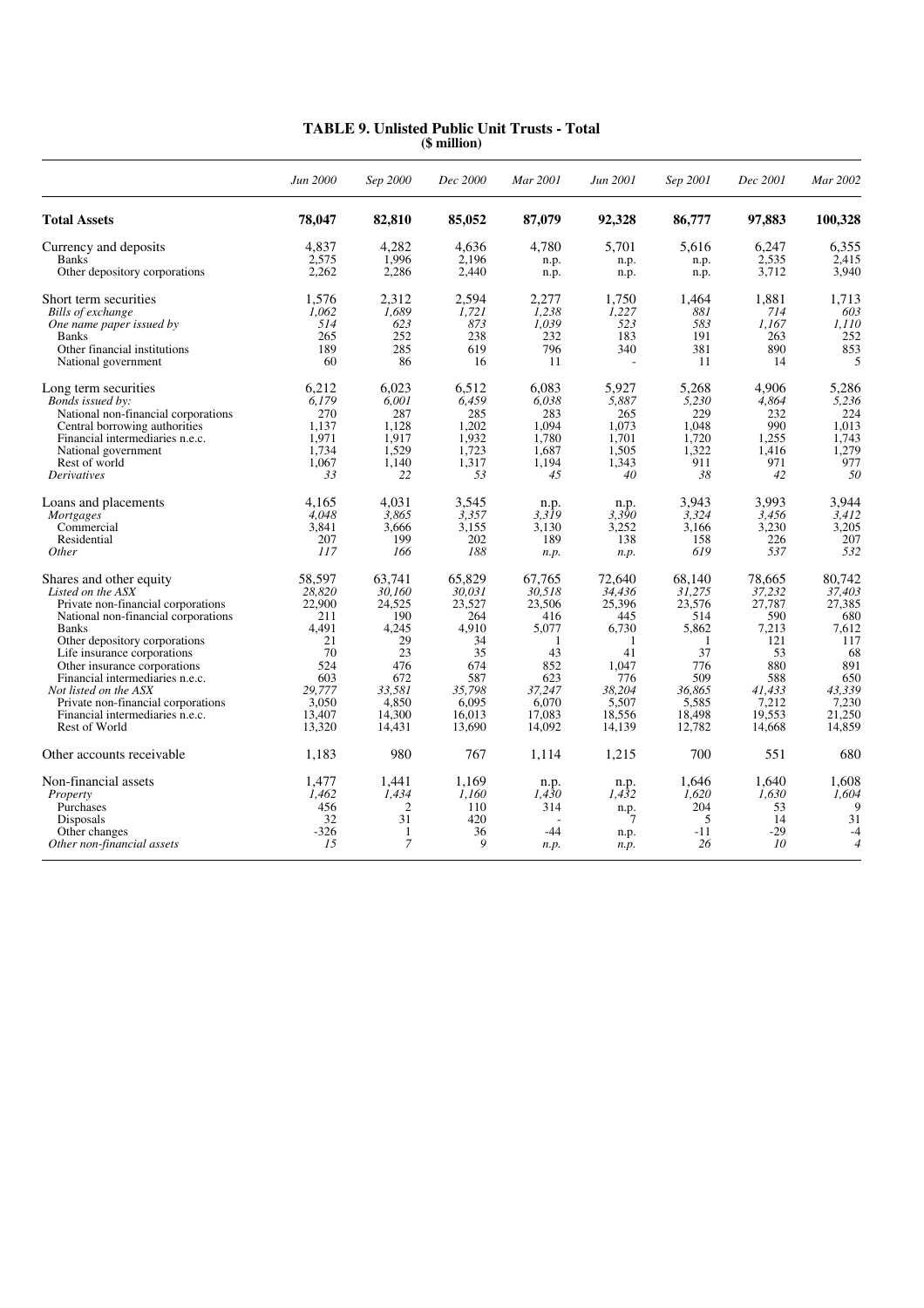**TABLE 9. Unlisted Public Unit Trusts - Total**
**($ million)**

| | *Jun 2000* | *Sep 2000* | *Dec 2000* | *Mar 2001* | *Jun 2001* | *Sep 2001* | *Dec 2001* | *Mar 2002* |
|---|---|---|---|---|---|---|---|---|
| **Total Assets** | **78,047** | **82,810** | **85,052** | **87,079** | **92,328** | **86,777** | **97,883** | **100,328** |
| Currency and deposits | 4,837 | 4,282 | 4,636 | 4,780 | 5,701 | 5,616 | 6,247 | 6,355 |
| Banks | 2,575 | 1,996 | 2,196 | n.p. | n.p. | n.p. | 2,535 | 2,415 |
| Other depository corporations | 2,262 | 2,286 | 2,440 | n.p. | n.p. | n.p. | 3,712 | 3,940 |
| Short term securities | 1,576 | 2,312 | 2,594 | 2,277 | 1,750 | 1,464 | 1,881 | 1,713 |
| *Bills of exchange* | *1,062* | *1,689* | *1,721* | *1,238* | *1,227* | *881* | *714* | *603* |
| *One name paper issued by* | *514* | *623* | *873* | *1,039* | *523* | *583* | *1,167* | *1,110* |
| Banks | 265 | 252 | 238 | 232 | 183 | 191 | 263 | 252 |
| Other financial institutions | 189 | 285 | 619 | 796 | 340 | 381 | 890 | 853 |
| National government | 60 | 86 | 16 | 11 | - | 11 | 14 | 5 |
| Long term securities | 6,212 | 6,023 | 6,512 | 6,083 | 5,927 | 5,268 | 4,906 | 5,286 |
| *Bonds issued by:* | *6,179* | *6,001* | *6,459* | *6,038* | *5,887* | *5,230* | *4,864* | *5,236* |
| National non-financial corporations | 270 | 287 | 285 | 283 | 265 | 229 | 232 | 224 |
| Central borrowing authorities | 1,137 | 1,128 | 1,202 | 1,094 | 1,073 | 1,048 | 990 | 1,013 |
| Financial intermediaries n.e.c. | 1,971 | 1,917 | 1,932 | 1,780 | 1,701 | 1,720 | 1,255 | 1,743 |
| National government | 1,734 | 1,529 | 1,723 | 1,687 | 1,505 | 1,322 | 1,416 | 1,279 |
| Rest of world | 1,067 | 1,140 | 1,317 | 1,194 | 1,343 | 911 | 971 | 977 |
| *Derivatives* | *33* | *22* | *53* | *45* | *40* | *38* | *42* | *50* |
| Loans and placements | 4,165 | 4,031 | 3,545 | n.p. | n.p. | 3,943 | 3,993 | 3,944 |
| *Mortgages* | *4,048* | *3,865* | *3,357* | *3,319* | *3,390* | *3,324* | *3,456* | *3,412* |
| Commercial | 3,841 | 3,666 | 3,155 | 3,130 | 3,252 | 3,166 | 3,230 | 3,205 |
| Residential | 207 | 199 | 202 | 189 | 138 | 158 | 226 | 207 |
| *Other* | *117* | *166* | *188* | *n.p.* | *n.p.* | *619* | *537* | *532* |
| Shares and other equity | 58,597 | 63,741 | 65,829 | 67,765 | 72,640 | 68,140 | 78,665 | 80,742 |
| *Listed on the ASX* | *28,820* | *30,160* | *30,031* | *30,518* | *34,436* | *31,275* | *37,232* | *37,403* |
| Private non-financial corporations | 22,900 | 24,525 | 23,527 | 23,506 | 25,396 | 23,576 | 27,787 | 27,385 |
| National non-financial corporations | 211 | 190 | 264 | 416 | 445 | 514 | 590 | 680 |
| Banks | 4,491 | 4,245 | 4,910 | 5,077 | 6,730 | 5,862 | 7,213 | 7,612 |
| Other depository corporations | 21 | 29 | 34 | 1 | 1 | 1 | 121 | 117 |
| Life insurance corporations | 70 | 23 | 35 | 43 | 41 | 37 | 53 | 68 |
| Other insurance corporations | 524 | 476 | 674 | 852 | 1,047 | 776 | 880 | 891 |
| Financial intermediaries n.e.c. | 603 | 672 | 587 | 623 | 776 | 509 | 588 | 650 |
| *Not listed on the ASX* | *29,777* | *33,581* | *35,798* | *37,247* | *38,204* | *36,865* | *41,433* | *43,339* |
| Private non-financial corporations | 3,050 | 4,850 | 6,095 | 6,070 | 5,507 | 5,585 | 7,212 | 7,230 |
| Financial intermediaries n.e.c. | 13,407 | 14,300 | 16,013 | 17,083 | 18,556 | 18,498 | 19,553 | 21,250 |
| Rest of World | 13,320 | 14,431 | 13,690 | 14,092 | 14,139 | 12,782 | 14,668 | 14,859 |
| Other accounts receivable | 1,183 | 980 | 767 | 1,114 | 1,215 | 700 | 551 | 680 |
| Non-financial assets | 1,477 | 1,441 | 1,169 | n.p. | n.p. | 1,646 | 1,640 | 1,608 |
| *Property* | *1,462* | *1,434* | *1,160* | *1,430* | *1,432* | *1,620* | *1,630* | *1,604* |
| Purchases | 456 | 2 | 110 | 314 | n.p. | 204 | 53 | 9 |
| Disposals | 32 | 31 | 420 | - | 7 | 5 | 14 | 31 |
| Other changes | -326 | 1 | 36 | -44 | n.p. | -11 | -29 | -4 |
| *Other non-financial assets* | *15* | *7* | *9* | *n.p.* | *n.p.* | *26* | *10* | *4* |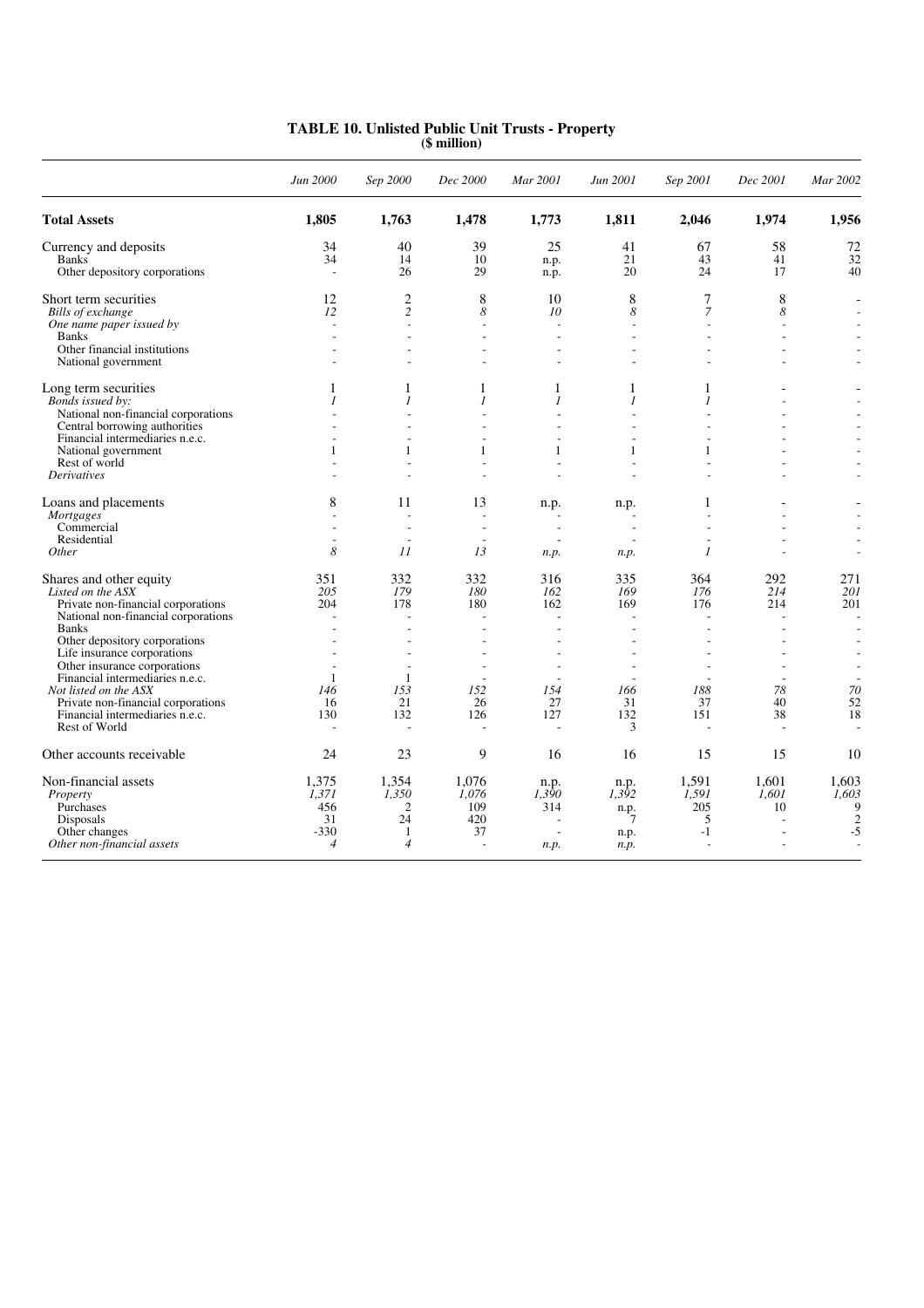# TABLE 10. Unlisted Public Unit Trusts - Property
**($ million)**

| | *Jun 2000* | *Sep 2000* | *Dec 2000* | *Mar 2001* | *Jun 2001* | *Sep 2001* | *Dec 2001* | *Mar 2002* |
|---|---|---|---|---|---|---|---|---|
| **Total Assets** | **1,805** | **1,763** | **1,478** | **1,773** | **1,811** | **2,046** | **1,974** | **1,956** |
| Currency and deposits | 34 | 40 | 39 | 25 | 41 | 67 | 58 | 72 |
| Banks | 34 | 14 | 10 | n.p. | 21 | 43 | 41 | 32 |
| Other depository corporations | - | 26 | 29 | n.p. | 20 | 24 | 17 | 40 |
| Short term securities | 12 | 2 | 8 | 10 | 8 | 7 | 8 | - |
| *Bills of exchange* | *12* | *2* | *8* | *10* | *8* | *7* | *8* | - |
| *One name paper issued by* | - | - | - | - | - | - | - | - |
| Banks | - | - | - | - | - | - | - | - |
| Other financial institutions | - | - | - | - | - | - | - | - |
| National government | - | - | - | - | - | - | - | - |
| Long term securities | 1 | 1 | 1 | 1 | 1 | 1 | - | - |
| *Bonds issued by:* | *1* | *1* | *1* | *1* | *1* | *1* | - | - |
| National non-financial corporations | - | - | - | - | - | - | - | - |
| Central borrowing authorities | - | - | - | - | - | - | - | - |
| Financial intermediaries n.e.c. | - | - | - | - | - | - | - | - |
| National government | 1 | 1 | 1 | 1 | 1 | 1 | - | - |
| Rest of world | - | - | - | - | - | - | - | - |
| *Derivatives* | - | - | - | - | - | - | - | - |
| Loans and placements | 8 | 11 | 13 | n.p. | n.p. | 1 | - | - |
| *Mortgages* | - | - | - | - | - | - | - | - |
| Commercial | - | - | - | - | - | - | - | - |
| Residential | - | - | - | - | - | - | - | - |
| *Other* | *8* | *11* | *13* | *n.p.* | *n.p.* | *1* | - | - |
| Shares and other equity | 351 | 332 | 332 | 316 | 335 | 364 | 292 | 271 |
| *Listed on the ASX* | *205* | *179* | *180* | *162* | *169* | *176* | *214* | *201* |
| Private non-financial corporations | 204 | 178 | 180 | 162 | 169 | 176 | 214 | 201 |
| National non-financial corporations | - | - | - | - | - | - | - | - |
| Banks | - | - | - | - | - | - | - | - |
| Other depository corporations | - | - | - | - | - | - | - | - |
| Life insurance corporations | - | - | - | - | - | - | - | - |
| Other insurance corporations | - | - | - | - | - | - | - | - |
| Financial intermediaries n.e.c. | 1 | 1 | - | - | - | - | - | - |
| *Not listed on the ASX* | *146* | *153* | *152* | *154* | *166* | *188* | *78* | *70* |
| Private non-financial corporations | 16 | 21 | 26 | 27 | 31 | 37 | 40 | 52 |
| Financial intermediaries n.e.c. | 130 | 132 | 126 | 127 | 132 | 151 | 38 | 18 |
| Rest of World | - | - | - | - | 3 | - | - | - |
| Other accounts receivable | 24 | 23 | 9 | 16 | 16 | 15 | 15 | 10 |
| Non-financial assets | 1,375 | 1,354 | 1,076 | n.p. | n.p. | 1,591 | 1,601 | 1,603 |
| *Property* | *1,371* | *1,350* | *1,076* | *1,390* | *1,392* | *1,591* | *1,601* | *1,603* |
| Purchases | 456 | 2 | 109 | 314 | n.p. | 205 | 10 | 9 |
| Disposals | 31 | 24 | 420 | - | 7 | 5 | - | 2 |
| Other changes | -330 | 1 | 37 | - | n.p. | -1 | - | -5 |
| *Other non-financial assets* | *4* | *4* | - | *n.p.* | *n.p.* | - | - | - |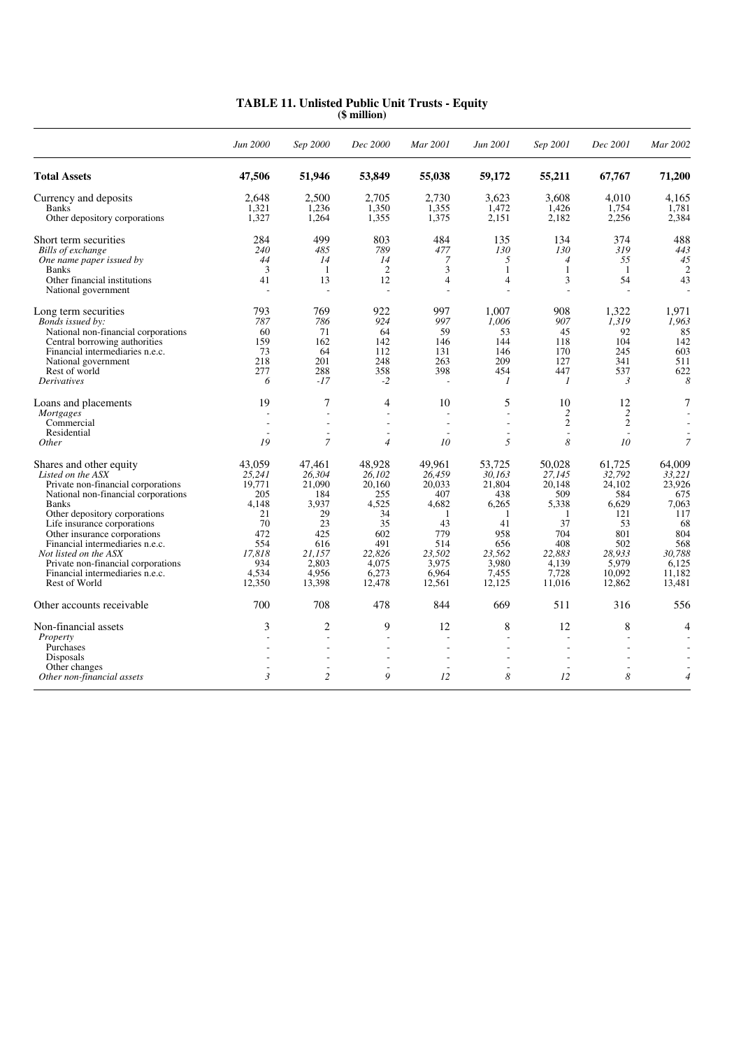**TABLE 11. Unlisted Public Unit Trusts - Equity**
**($ million)**

| | *Jun 2000* | *Sep 2000* | *Dec 2000* | *Mar 2001* | *Jun 2001* | *Sep 2001* | *Dec 2001* | *Mar 2002* |
|---|---|---|---|---|---|---|---|---|
| **Total Assets** | **47,506** | **51,946** | **53,849** | **55,038** | **59,172** | **55,211** | **67,767** | **71,200** |
| Currency and deposits | 2,648 | 2,500 | 2,705 | 2,730 | 3,623 | 3,608 | 4,010 | 4,165 |
| Banks | 1,321 | 1,236 | 1,350 | 1,355 | 1,472 | 1,426 | 1,754 | 1,781 |
| Other depository corporations | 1,327 | 1,264 | 1,355 | 1,375 | 2,151 | 2,182 | 2,256 | 2,384 |
| Short term securities | 284 | 499 | 803 | 484 | 135 | 134 | 374 | 488 |
| *Bills of exchange* | *240* | *485* | *789* | *477* | *130* | *130* | *319* | *443* |
| *One name paper issued by* | *44* | *14* | *14* | *7* | *5* | *4* | *55* | *45* |
| Banks | 3 | 1 | 2 | 3 | 1 | 1 | 1 | 2 |
| Other financial institutions | 41 | 13 | 12 | 4 | 4 | 3 | 54 | 43 |
| National government | - | - | - | - | - | - | - | - |
| Long term securities | 793 | 769 | 922 | 997 | 1,007 | 908 | 1,322 | 1,971 |
| *Bonds issued by:* | *787* | *786* | *924* | *997* | *1,006* | *907* | *1,319* | *1,963* |
| National non-financial corporations | 60 | 71 | 64 | 59 | 53 | 45 | 92 | 85 |
| Central borrowing authorities | 159 | 162 | 142 | 146 | 144 | 118 | 104 | 142 |
| Financial intermediaries n.e.c. | 73 | 64 | 112 | 131 | 146 | 170 | 245 | 603 |
| National government | 218 | 201 | 248 | 263 | 209 | 127 | 341 | 511 |
| Rest of world | 277 | 288 | 358 | 398 | 454 | 447 | 537 | 622 |
| *Derivatives* | *6* | *-17* | *-2* | - | *1* | *1* | *3* | *8* |
| Loans and placements | 19 | 7 | 4 | 10 | 5 | 10 | 12 | 7 |
| *Mortgages* | - | - | - | - | - | *2* | *2* | - |
| Commercial | - | - | - | - | - | 2 | 2 | - |
| Residential | - | - | - | - | - | - | - | - |
| *Other* | *19* | *7* | *4* | *10* | *5* | *8* | *10* | *7* |
| Shares and other equity | 43,059 | 47,461 | 48,928 | 49,961 | 53,725 | 50,028 | 61,725 | 64,009 |
| *Listed on the ASX* | *25,241* | *26,304* | *26,102* | *26,459* | *30,163* | *27,145* | *32,792* | *33,221* |
| Private non-financial corporations | 19,771 | 21,090 | 20,160 | 20,033 | 21,804 | 20,148 | 24,102 | 23,926 |
| National non-financial corporations | 205 | 184 | 255 | 407 | 438 | 509 | 584 | 675 |
| Banks | 4,148 | 3,937 | 4,525 | 4,682 | 6,265 | 5,338 | 6,629 | 7,063 |
| Other depository corporations | 21 | 29 | 34 | 1 | 1 | 1 | 121 | 117 |
| Life insurance corporations | 70 | 23 | 35 | 43 | 41 | 37 | 53 | 68 |
| Other insurance corporations | 472 | 425 | 602 | 779 | 958 | 704 | 801 | 804 |
| Financial intermediaries n.e.c. | 554 | 616 | 491 | 514 | 656 | 408 | 502 | 568 |
| *Not listed on the ASX* | *17,818* | *21,157* | *22,826* | *23,502* | *23,562* | *22,883* | *28,933* | *30,788* |
| Private non-financial corporations | 934 | 2,803 | 4,075 | 3,975 | 3,980 | 4,139 | 5,979 | 6,125 |
| Financial intermediaries n.e.c. | 4,534 | 4,956 | 6,273 | 6,964 | 7,455 | 7,728 | 10,092 | 11,182 |
| Rest of World | 12,350 | 13,398 | 12,478 | 12,561 | 12,125 | 11,016 | 12,862 | 13,481 |
| Other accounts receivable | 700 | 708 | 478 | 844 | 669 | 511 | 316 | 556 |
| Non-financial assets | 3 | 2 | 9 | 12 | 8 | 12 | 8 | 4 |
| *Property* | - | - | - | - | - | - | - | - |
| Purchases | - | - | - | - | - | - | - | - |
| Disposals | - | - | - | - | - | - | - | - |
| Other changes | - | - | - | - | - | - | - | - |
| *Other non-financial assets* | *3* | *2* | *9* | *12* | *8* | *12* | *8* | *4* |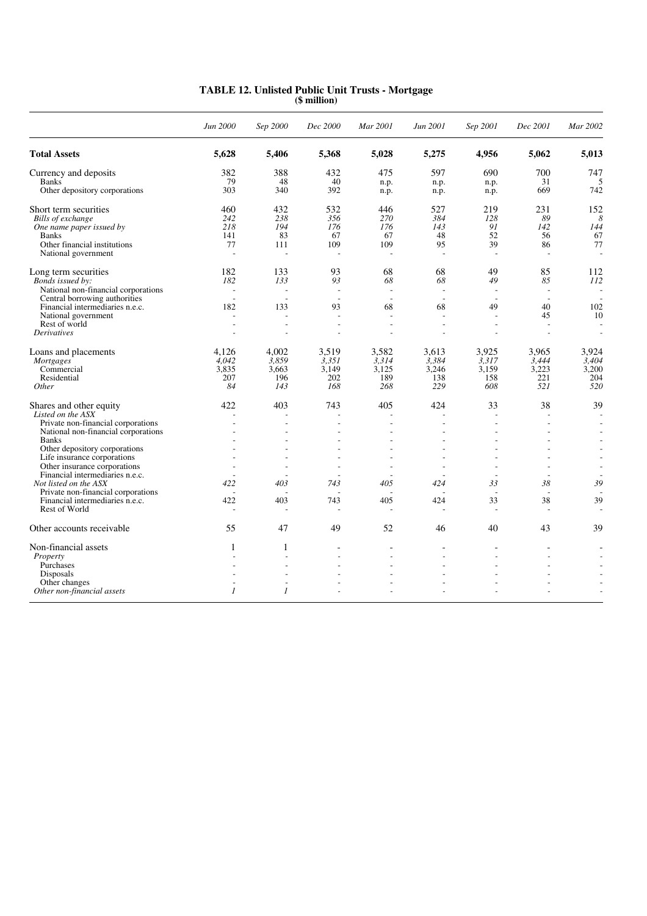# TABLE 12. Unlisted Public Unit Trusts - Mortgage
**($ million)**

| | *Jun 2000* | *Sep 2000* | *Dec 2000* | *Mar 2001* | *Jun 2001* | *Sep 2001* | *Dec 2001* | *Mar 2002* |
|---|---|---|---|---|---|---|---|---|
| **Total Assets** | **5,628** | **5,406** | **5,368** | **5,028** | **5,275** | **4,956** | **5,062** | **5,013** |
| Currency and deposits | 382 | 388 | 432 | 475 | 597 | 690 | 700 | 747 |
| Banks | 79 | 48 | 40 | n.p. | n.p. | n.p. | 31 | 5 |
| Other depository corporations | 303 | 340 | 392 | n.p. | n.p. | n.p. | 669 | 742 |
| Short term securities | 460 | 432 | 532 | 446 | 527 | 219 | 231 | 152 |
| *Bills of exchange* | *242* | *238* | *356* | *270* | *384* | *128* | *89* | *8* |
| *One name paper issued by* | *218* | *194* | *176* | *176* | *143* | *91* | *142* | *144* |
| Banks | 141 | 83 | 67 | 67 | 48 | 52 | 56 | 67 |
| Other financial institutions | 77 | 111 | 109 | 109 | 95 | 39 | 86 | 77 |
| National government | - | - | - | - | - | - | - | - |
| Long term securities | 182 | 133 | 93 | 68 | 68 | 49 | 85 | 112 |
| *Bonds issued by:* | *182* | *133* | *93* | *68* | *68* | *49* | *85* | *112* |
| National non-financial corporations | - | - | - | - | - | - | - | - |
| Central borrowing authorities | - | - | - | - | - | - | - | - |
| Financial intermediaries n.e.c. | 182 | 133 | 93 | 68 | 68 | 49 | 40 | 102 |
| National government | - | - | - | - | - | - | 45 | 10 |
| Rest of world | - | - | - | - | - | - | - | - |
| *Derivatives* | - | - | - | - | - | - | - | - |
| Loans and placements | 4,126 | 4,002 | 3,519 | 3,582 | 3,613 | 3,925 | 3,965 | 3,924 |
| *Mortgages* | *4,042* | *3,859* | *3,351* | *3,314* | *3,384* | *3,317* | *3,444* | *3,404* |
| Commercial | 3,835 | 3,663 | 3,149 | 3,125 | 3,246 | 3,159 | 3,223 | 3,200 |
| Residential | 207 | 196 | 202 | 189 | 138 | 158 | 221 | 204 |
| *Other* | *84* | *143* | *168* | *268* | *229* | *608* | *521* | *520* |
| Shares and other equity | 422 | 403 | 743 | 405 | 424 | 33 | 38 | 39 |
| *Listed on the ASX* | - | - | - | - | - | - | - | - |
| Private non-financial corporations | - | - | - | - | - | - | - | - |
| National non-financial corporations | - | - | - | - | - | - | - | - |
| Banks | - | - | - | - | - | - | - | - |
| Other depository corporations | - | - | - | - | - | - | - | - |
| Life insurance corporations | - | - | - | - | - | - | - | - |
| Other insurance corporations | - | - | - | - | - | - | - | - |
| Financial intermediaries n.e.c. | - | - | - | - | - | - | - | - |
| *Not listed on the ASX* | *422* | *403* | *743* | *405* | *424* | *33* | *38* | *39* |
| Private non-financial corporations | - | - | - | - | - | - | - | - |
| Financial intermediaries n.e.c. | 422 | 403 | 743 | 405 | 424 | 33 | 38 | 39 |
| Rest of World | - | - | - | - | - | - | - | - |
| Other accounts receivable | 55 | 47 | 49 | 52 | 46 | 40 | 43 | 39 |
| Non-financial assets | 1 | 1 | - | - | - | - | - | - |
| *Property* | - | - | - | - | - | - | - | - |
| Purchases | - | - | - | - | - | - | - | - |
| Disposals | - | - | - | - | - | - | - | - |
| Other changes | - | - | - | - | - | - | - | - |
| *Other non-financial assets* | *1* | *1* | - | - | - | - | - | - |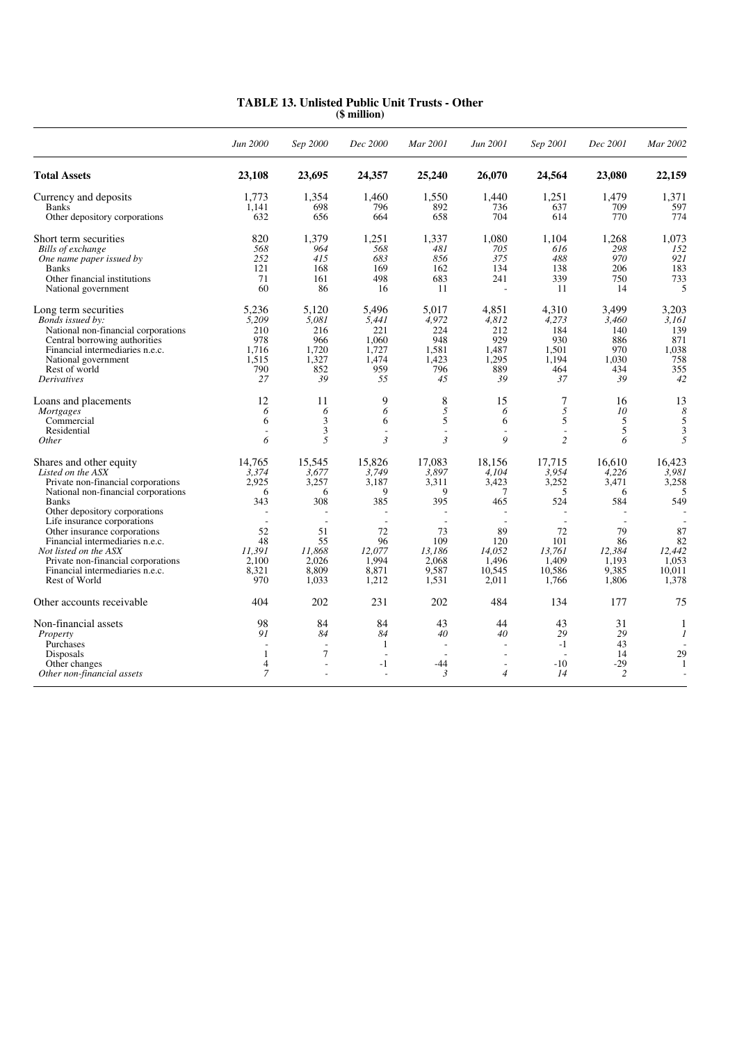**TABLE 13. Unlisted Public Unit Trusts - Other**
**($ million)**

| | *Jun 2000* | *Sep 2000* | *Dec 2000* | *Mar 2001* | *Jun 2001* | *Sep 2001* | *Dec 2001* | *Mar 2002* |
|---|---|---|---|---|---|---|---|---|
| **Total Assets** | **23,108** | **23,695** | **24,357** | **25,240** | **26,070** | **24,564** | **23,080** | **22,159** |
| Currency and deposits | 1,773 | 1,354 | 1,460 | 1,550 | 1,440 | 1,251 | 1,479 | 1,371 |
| Banks | 1,141 | 698 | 796 | 892 | 736 | 637 | 709 | 597 |
| Other depository corporations | 632 | 656 | 664 | 658 | 704 | 614 | 770 | 774 |
| Short term securities | 820 | 1,379 | 1,251 | 1,337 | 1,080 | 1,104 | 1,268 | 1,073 |
| *Bills of exchange* | *568* | *964* | *568* | *481* | *705* | *616* | *298* | *152* |
| *One name paper issued by* | *252* | *415* | *683* | *856* | *375* | *488* | *970* | *921* |
| Banks | 121 | 168 | 169 | 162 | 134 | 138 | 206 | 183 |
| Other financial institutions | 71 | 161 | 498 | 683 | 241 | 339 | 750 | 733 |
| National government | 60 | 86 | 16 | 11 | - | 11 | 14 | 5 |
| Long term securities | 5,236 | 5,120 | 5,496 | 5,017 | 4,851 | 4,310 | 3,499 | 3,203 |
| *Bonds issued by:* | *5,209* | *5,081* | *5,441* | *4,972* | *4,812* | *4,273* | *3,460* | *3,161* |
| National non-financial corporations | 210 | 216 | 221 | 224 | 212 | 184 | 140 | 139 |
| Central borrowing authorities | 978 | 966 | 1,060 | 948 | 929 | 930 | 886 | 871 |
| Financial intermediaries n.e.c. | 1,716 | 1,720 | 1,727 | 1,581 | 1,487 | 1,501 | 970 | 1,038 |
| National government | 1,515 | 1,327 | 1,474 | 1,423 | 1,295 | 1,194 | 1,030 | 758 |
| Rest of world | 790 | 852 | 959 | 796 | 889 | 464 | 434 | 355 |
| *Derivatives* | *27* | *39* | *55* | *45* | *39* | *37* | *39* | *42* |
| Loans and placements | 12 | 11 | 9 | 8 | 15 | 7 | 16 | 13 |
| *Mortgages* | *6* | *6* | *6* | *5* | *6* | *5* | *10* | *8* |
| Commercial | 6 | 3 | 6 | 5 | 6 | 5 | 5 | 5 |
| Residential | - | 3 | - | - | - | - | 5 | 3 |
| *Other* | *6* | *5* | *3* | *3* | *9* | *2* | *6* | *5* |
| Shares and other equity | 14,765 | 15,545 | 15,826 | 17,083 | 18,156 | 17,715 | 16,610 | 16,423 |
| *Listed on the ASX* | *3,374* | *3,677* | *3,749* | *3,897* | *4,104* | *3,954* | *4,226* | *3,981* |
| Private non-financial corporations | 2,925 | 3,257 | 3,187 | 3,311 | 3,423 | 3,252 | 3,471 | 3,258 |
| National non-financial corporations | 6 | 6 | 9 | 9 | 7 | 5 | 6 | 5 |
| Banks | 343 | 308 | 385 | 395 | 465 | 524 | 584 | 549 |
| Other depository corporations | - | - | - | - | - | - | - | - |
| Life insurance corporations | - | - | - | - | - | - | - | - |
| Other insurance corporations | 52 | 51 | 72 | 73 | 89 | 72 | 79 | 87 |
| Financial intermediaries n.e.c. | 48 | 55 | 96 | 109 | 120 | 101 | 86 | 82 |
| *Not listed on the ASX* | *11,391* | *11,868* | *12,077* | *13,186* | *14,052* | *13,761* | *12,384* | *12,442* |
| Private non-financial corporations | 2,100 | 2,026 | 1,994 | 2,068 | 1,496 | 1,409 | 1,193 | 1,053 |
| Financial intermediaries n.e.c. | 8,321 | 8,809 | 8,871 | 9,587 | 10,545 | 10,586 | 9,385 | 10,011 |
| Rest of World | 970 | 1,033 | 1,212 | 1,531 | 2,011 | 1,766 | 1,806 | 1,378 |
| Other accounts receivable | 404 | 202 | 231 | 202 | 484 | 134 | 177 | 75 |
| Non-financial assets | 98 | 84 | 84 | 43 | 44 | 43 | 31 | 1 |
| *Property* | *91* | *84* | *84* | *40* | *40* | *29* | *29* | *1* |
| Purchases | - | - | 1 | - | - | -1 | 43 | - |
| Disposals | 1 | 7 | - | - | - | - | 14 | 29 |
| Other changes | 4 | - | -1 | -44 | - | -10 | -29 | 1 |
| *Other non-financial assets* | *7* | - | - | *3* | *4* | *14* | *2* | - |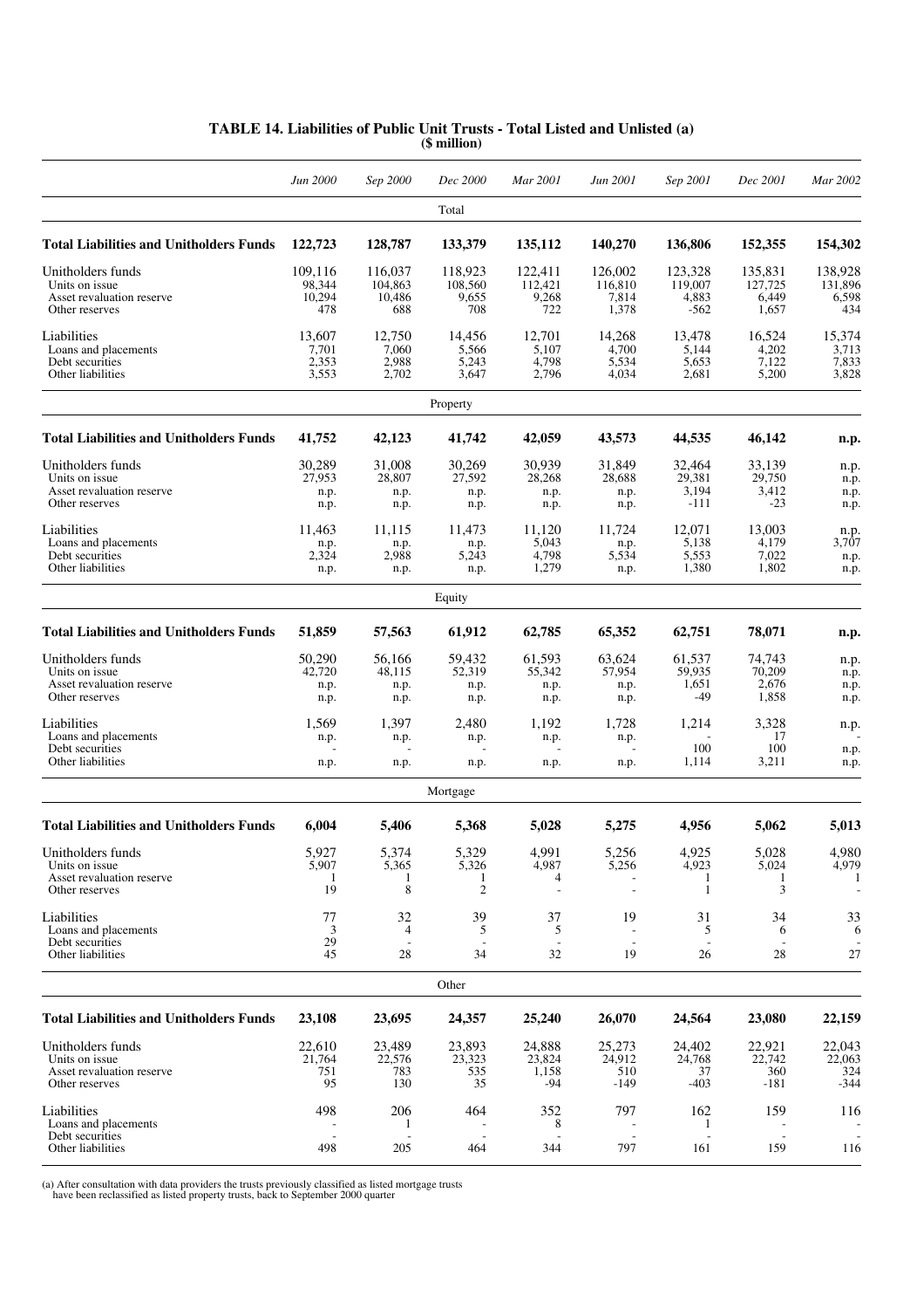**TABLE 14. Liabilities of Public Unit Trusts - Total Listed and Unlisted (a)**
**($ million)**

| | *Jun 2000* | *Sep 2000* | *Dec 2000* | *Mar 2001* | *Jun 2001* | *Sep 2001* | *Dec 2001* | *Mar 2002* |
|---|---|---|---|---|---|---|---|---|
| | | | | Total | | | | |
| **Total Liabilities and Unitholders Funds** | **122,723** | **128,787** | **133,379** | **135,112** | **140,270** | **136,806** | **152,355** | **154,302** |
| Unitholders funds | 109,116 | 116,037 | 118,923 | 122,411 | 126,002 | 123,328 | 135,831 | 138,928 |
| Units on issue | 98,344 | 104,863 | 108,560 | 112,421 | 116,810 | 119,007 | 127,725 | 131,896 |
| Asset revaluation reserve | 10,294 | 10,486 | 9,655 | 9,268 | 7,814 | 4,883 | 6,449 | 6,598 |
| Other reserves | 478 | 688 | 708 | 722 | 1,378 | -562 | 1,657 | 434 |
| Liabilities | 13,607 | 12,750 | 14,456 | 12,701 | 14,268 | 13,478 | 16,524 | 15,374 |
| Loans and placements | 7,701 | 7,060 | 5,566 | 5,107 | 4,700 | 5,144 | 4,202 | 3,713 |
| Debt securities | 2,353 | 2,988 | 5,243 | 4,798 | 5,534 | 5,653 | 7,122 | 7,833 |
| Other liabilities | 3,553 | 2,702 | 3,647 | 2,796 | 4,034 | 2,681 | 5,200 | 3,828 |
| | | | | Property | | | | |
| **Total Liabilities and Unitholders Funds** | **41,752** | **42,123** | **41,742** | **42,059** | **43,573** | **44,535** | **46,142** | **n.p.** |
| Unitholders funds | 30,289 | 31,008 | 30,269 | 30,939 | 31,849 | 32,464 | 33,139 | n.p. |
| Units on issue | 27,953 | 28,807 | 27,592 | 28,268 | 28,688 | 29,381 | 29,750 | n.p. |
| Asset revaluation reserve | n.p. | n.p. | n.p. | n.p. | n.p. | 3,194 | 3,412 | n.p. |
| Other reserves | n.p. | n.p. | n.p. | n.p. | n.p. | -111 | -23 | n.p. |
| Liabilities | 11,463 | 11,115 | 11,473 | 11,120 | 11,724 | 12,071 | 13,003 | n.p. |
| Loans and placements | n.p. | n.p. | n.p. | 5,043 | n.p. | 5,138 | 4,179 | 3,707 |
| Debt securities | 2,324 | 2,988 | 5,243 | 4,798 | 5,534 | 5,553 | 7,022 | n.p. |
| Other liabilities | n.p. | n.p. | n.p. | 1,279 | n.p. | 1,380 | 1,802 | n.p. |
| | | | | Equity | | | | |
| **Total Liabilities and Unitholders Funds** | **51,859** | **57,563** | **61,912** | **62,785** | **65,352** | **62,751** | **78,071** | **n.p.** |
| Unitholders funds | 50,290 | 56,166 | 59,432 | 61,593 | 63,624 | 61,537 | 74,743 | n.p. |
| Units on issue | 42,720 | 48,115 | 52,319 | 55,342 | 57,954 | 59,935 | 70,209 | n.p. |
| Asset revaluation reserve | n.p. | n.p. | n.p. | n.p. | n.p. | 1,651 | 2,676 | n.p. |
| Other reserves | n.p. | n.p. | n.p. | n.p. | n.p. | -49 | 1,858 | n.p. |
| Liabilities | 1,569 | 1,397 | 2,480 | 1,192 | 1,728 | 1,214 | 3,328 | n.p. |
| Loans and placements | n.p. | n.p. | n.p. | n.p. | n.p. | - | 17 | - |
| Debt securities | - | - | - | - | - | 100 | 100 | n.p. |
| Other liabilities | n.p. | n.p. | n.p. | n.p. | n.p. | 1,114 | 3,211 | n.p. |
| | | | | Mortgage | | | | |
| **Total Liabilities and Unitholders Funds** | **6,004** | **5,406** | **5,368** | **5,028** | **5,275** | **4,956** | **5,062** | **5,013** |
| Unitholders funds | 5,927 | 5,374 | 5,329 | 4,991 | 5,256 | 4,925 | 5,028 | 4,980 |
| Units on issue | 5,907 | 5,365 | 5,326 | 4,987 | 5,256 | 4,923 | 5,024 | 4,979 |
| Asset revaluation reserve | 1 | 1 | 1 | 4 | - | 1 | 1 | 1 |
| Other reserves | 19 | 8 | 2 | - | - | 1 | 3 | - |
| Liabilities | 77 | 32 | 39 | 37 | 19 | 31 | 34 | 33 |
| Loans and placements | 3 | 4 | 5 | 5 | - | 5 | 6 | 6 |
| Debt securities | 29 | - | - | - | - | - | - | - |
| Other liabilities | 45 | 28 | 34 | 32 | 19 | 26 | 28 | 27 |
| | | | | Other | | | | |
| **Total Liabilities and Unitholders Funds** | **23,108** | **23,695** | **24,357** | **25,240** | **26,070** | **24,564** | **23,080** | **22,159** |
| Unitholders funds | 22,610 | 23,489 | 23,893 | 24,888 | 25,273 | 24,402 | 22,921 | 22,043 |
| Units on issue | 21,764 | 22,576 | 23,323 | 23,824 | 24,912 | 24,768 | 22,742 | 22,063 |
| Asset revaluation reserve | 751 | 783 | 535 | 1,158 | 510 | 37 | 360 | 324 |
| Other reserves | 95 | 130 | 35 | -94 | -149 | -403 | -181 | -344 |
| Liabilities | 498 | 206 | 464 | 352 | 797 | 162 | 159 | 116 |
| Loans and placements | - | 1 | - | 8 | - | 1 | - | - |
| Debt securities | - | - | - | - | - | - | - | - |
| Other liabilities | 498 | 205 | 464 | 344 | 797 | 161 | 159 | 116 |

(a) After consultation with data providers the trusts previously classified as listed mortgage trusts have been reclassified as listed property trusts, back to September 2000 quarter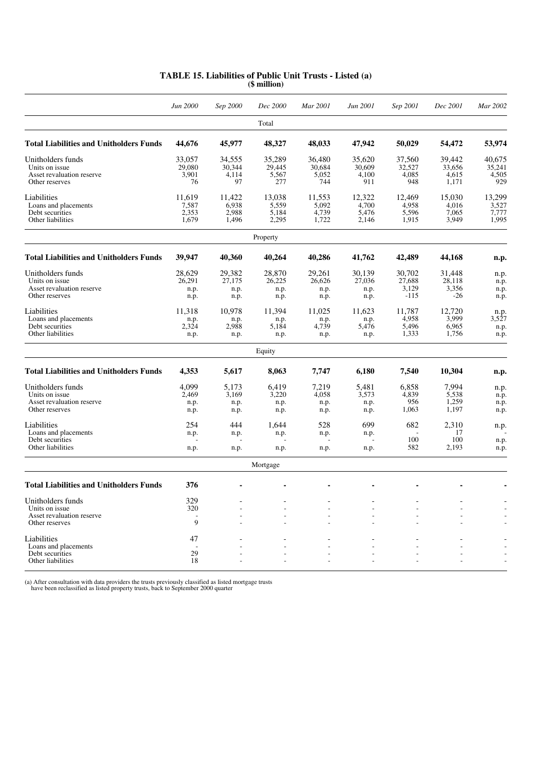# TABLE 15. Liabilities of Public Unit Trusts - Listed (a)
**($ million)**

| | *Jun 2000* | *Sep 2000* | *Dec 2000* | *Mar 2001* | *Jun 2001* | *Sep 2001* | *Dec 2001* | *Mar 2002* |
|---|---|---|---|---|---|---|---|---|
| | | | Total | | | | | |
| **Total Liabilities and Unitholders Funds** | **44,676** | **45,977** | **48,327** | **48,033** | **47,942** | **50,029** | **54,472** | **53,974** |
| Unitholders funds | 33,057 | 34,555 | 35,289 | 36,480 | 35,620 | 37,560 | 39,442 | 40,675 |
| Units on issue | 29,080 | 30,344 | 29,445 | 30,684 | 30,609 | 32,527 | 33,656 | 35,241 |
| Asset revaluation reserve | 3,901 | 4,114 | 5,567 | 5,052 | 4,100 | 4,085 | 4,615 | 4,505 |
| Other reserves | 76 | 97 | 277 | 744 | 911 | 948 | 1,171 | 929 |
| Liabilities | 11,619 | 11,422 | 13,038 | 11,553 | 12,322 | 12,469 | 15,030 | 13,299 |
| Loans and placements | 7,587 | 6,938 | 5,559 | 5,092 | 4,700 | 4,958 | 4,016 | 3,527 |
| Debt securities | 2,353 | 2,988 | 5,184 | 4,739 | 5,476 | 5,596 | 7,065 | 7,777 |
| Other liabilities | 1,679 | 1,496 | 2,295 | 1,722 | 2,146 | 1,915 | 3,949 | 1,995 |
| | | | Property | | | | | |
| **Total Liabilities and Unitholders Funds** | **39,947** | **40,360** | **40,264** | **40,286** | **41,762** | **42,489** | **44,168** | **n.p.** |
| Unitholders funds | 28,629 | 29,382 | 28,870 | 29,261 | 30,139 | 30,702 | 31,448 | n.p. |
| Units on issue | 26,291 | 27,175 | 26,225 | 26,626 | 27,036 | 27,688 | 28,118 | n.p. |
| Asset revaluation reserve | n.p. | n.p. | n.p. | n.p. | n.p. | 3,129 | 3,356 | n.p. |
| Other reserves | n.p. | n.p. | n.p. | n.p. | n.p. | -115 | -26 | n.p. |
| Liabilities | 11,318 | 10,978 | 11,394 | 11,025 | 11,623 | 11,787 | 12,720 | n.p. |
| Loans and placements | n.p. | n.p. | n.p. | n.p. | n.p. | 4,958 | 3,999 | 3,527 |
| Debt securities | 2,324 | 2,988 | 5,184 | 4,739 | 5,476 | 5,496 | 6,965 | n.p. |
| Other liabilities | n.p. | n.p. | n.p. | n.p. | n.p. | 1,333 | 1,756 | n.p. |
| | | | Equity | | | | | |
| **Total Liabilities and Unitholders Funds** | **4,353** | **5,617** | **8,063** | **7,747** | **6,180** | **7,540** | **10,304** | **n.p.** |
| Unitholders funds | 4,099 | 5,173 | 6,419 | 7,219 | 5,481 | 6,858 | 7,994 | n.p. |
| Units on issue | 2,469 | 3,169 | 3,220 | 4,058 | 3,573 | 4,839 | 5,538 | n.p. |
| Asset revaluation reserve | n.p. | n.p. | n.p. | n.p. | n.p. | 956 | 1,259 | n.p. |
| Other reserves | n.p. | n.p. | n.p. | n.p. | n.p. | 1,063 | 1,197 | n.p. |
| Liabilities | 254 | 444 | 1,644 | 528 | 699 | 682 | 2,310 | n.p. |
| Loans and placements | n.p. | n.p. | n.p. | n.p. | n.p. | - | 17 | - |
| Debt securities | - | - | - | - | - | 100 | 100 | n.p. |
| Other liabilities | n.p. | n.p. | n.p. | n.p. | n.p. | 582 | 2,193 | n.p. |
| | | | Mortgage | | | | | |
| **Total Liabilities and Unitholders Funds** | **376** | **-** | **-** | **-** | **-** | **-** | **-** | **-** |
| Unitholders funds | 329 | - | - | - | - | - | - | - |
| Units on issue | 320 | - | - | - | - | - | - | - |
| Asset revaluation reserve | - | - | - | - | - | - | - | - |
| Other reserves | 9 | - | - | - | - | - | - | - |
| Liabilities | 47 | - | - | - | - | - | - | - |
| Loans and placements | - | - | - | - | - | - | - | - |
| Debt securities | 29 | - | - | - | - | - | - | - |
| Other liabilities | 18 | - | - | - | - | - | - | - |

(a) After consultation with data providers the trusts previously classified as listed mortgage trusts have been reclassified as listed property trusts, back to September 2000 quarter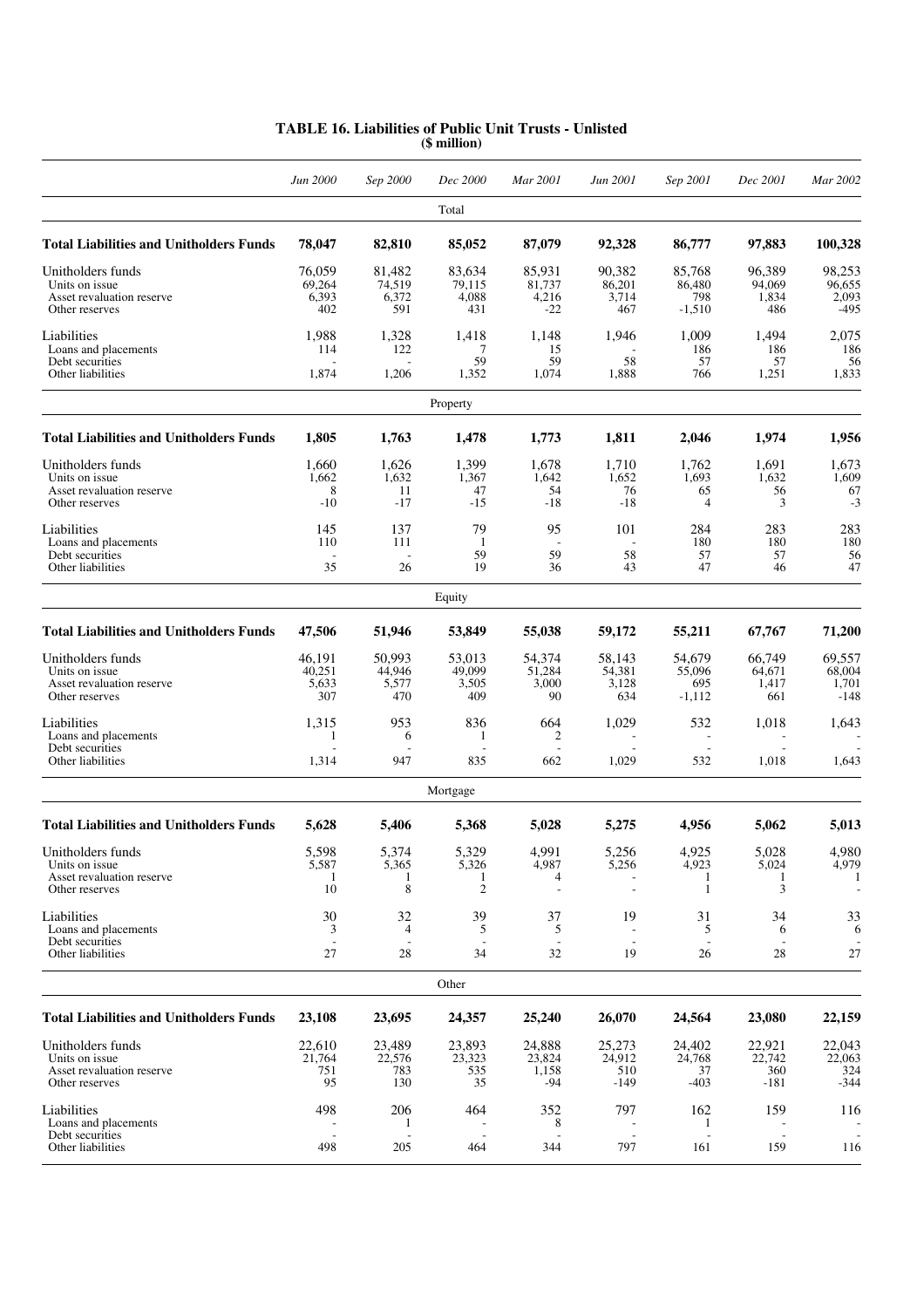# TABLE 16. Liabilities of Public Unit Trusts - Unlisted
**($ million)**

| | *Jun 2000* | *Sep 2000* | *Dec 2000* | *Mar 2001* | *Jun 2001* | *Sep 2001* | *Dec 2001* | *Mar 2002* |
|---|---|---|---|---|---|---|---|---|
| | | | Total | | | | | |
| **Total Liabilities and Unitholders Funds** | **78,047** | **82,810** | **85,052** | **87,079** | **92,328** | **86,777** | **97,883** | **100,328** |
| Unitholders funds | 76,059 | 81,482 | 83,634 | 85,931 | 90,382 | 85,768 | 96,389 | 98,253 |
| Units on issue | 69,264 | 74,519 | 79,115 | 81,737 | 86,201 | 86,480 | 94,069 | 96,655 |
| Asset revaluation reserve | 6,393 | 6,372 | 4,088 | 4,216 | 3,714 | 798 | 1,834 | 2,093 |
| Other reserves | 402 | 591 | 431 | -22 | 467 | -1,510 | 486 | -495 |
| Liabilities | 1,988 | 1,328 | 1,418 | 1,148 | 1,946 | 1,009 | 1,494 | 2,075 |
| Loans and placements | 114 | 122 | 7 | 15 | - | 186 | 186 | 186 |
| Debt securities | - | - | 59 | 59 | 58 | 57 | 57 | 56 |
| Other liabilities | 1,874 | 1,206 | 1,352 | 1,074 | 1,888 | 766 | 1,251 | 1,833 |
| | | | Property | | | | | |
| **Total Liabilities and Unitholders Funds** | **1,805** | **1,763** | **1,478** | **1,773** | **1,811** | **2,046** | **1,974** | **1,956** |
| Unitholders funds | 1,660 | 1,626 | 1,399 | 1,678 | 1,710 | 1,762 | 1,691 | 1,673 |
| Units on issue | 1,662 | 1,632 | 1,367 | 1,642 | 1,652 | 1,693 | 1,632 | 1,609 |
| Asset revaluation reserve | 8 | 11 | 47 | 54 | 76 | 65 | 56 | 67 |
| Other reserves | -10 | -17 | -15 | -18 | -18 | 4 | 3 | -3 |
| Liabilities | 145 | 137 | 79 | 95 | 101 | 284 | 283 | 283 |
| Loans and placements | 110 | 111 | 1 | - | - | 180 | 180 | 180 |
| Debt securities | - | - | 59 | 59 | 58 | 57 | 57 | 56 |
| Other liabilities | 35 | 26 | 19 | 36 | 43 | 47 | 46 | 47 |
| | | | Equity | | | | | |
| **Total Liabilities and Unitholders Funds** | **47,506** | **51,946** | **53,849** | **55,038** | **59,172** | **55,211** | **67,767** | **71,200** |
| Unitholders funds | 46,191 | 50,993 | 53,013 | 54,374 | 58,143 | 54,679 | 66,749 | 69,557 |
| Units on issue | 40,251 | 44,946 | 49,099 | 51,284 | 54,381 | 55,096 | 64,671 | 68,004 |
| Asset revaluation reserve | 5,633 | 5,577 | 3,505 | 3,000 | 3,128 | 695 | 1,417 | 1,701 |
| Other reserves | 307 | 470 | 409 | 90 | 634 | -1,112 | 661 | -148 |
| Liabilities | 1,315 | 953 | 836 | 664 | 1,029 | 532 | 1,018 | 1,643 |
| Loans and placements | 1 | 6 | 1 | 2 | - | - | - | - |
| Debt securities | - | - | - | - | - | - | - | - |
| Other liabilities | 1,314 | 947 | 835 | 662 | 1,029 | 532 | 1,018 | 1,643 |
| | | | Mortgage | | | | | |
| **Total Liabilities and Unitholders Funds** | **5,628** | **5,406** | **5,368** | **5,028** | **5,275** | **4,956** | **5,062** | **5,013** |
| Unitholders funds | 5,598 | 5,374 | 5,329 | 4,991 | 5,256 | 4,925 | 5,028 | 4,980 |
| Units on issue | 5,587 | 5,365 | 5,326 | 4,987 | 5,256 | 4,923 | 5,024 | 4,979 |
| Asset revaluation reserve | 1 | 1 | 1 | 4 | - | 1 | 1 | 1 |
| Other reserves | 10 | 8 | 2 | - | - | 1 | 3 | - |
| Liabilities | 30 | 32 | 39 | 37 | 19 | 31 | 34 | 33 |
| Loans and placements | 3 | 4 | 5 | 5 | - | 5 | 6 | 6 |
| Debt securities | - | - | - | - | - | - | - | - |
| Other liabilities | 27 | 28 | 34 | 32 | 19 | 26 | 28 | 27 |
| | | | Other | | | | | |
| **Total Liabilities and Unitholders Funds** | **23,108** | **23,695** | **24,357** | **25,240** | **26,070** | **24,564** | **23,080** | **22,159** |
| Unitholders funds | 22,610 | 23,489 | 23,893 | 24,888 | 25,273 | 24,402 | 22,921 | 22,043 |
| Units on issue | 21,764 | 22,576 | 23,323 | 23,824 | 24,912 | 24,768 | 22,742 | 22,063 |
| Asset revaluation reserve | 751 | 783 | 535 | 1,158 | 510 | 37 | 360 | 324 |
| Other reserves | 95 | 130 | 35 | -94 | -149 | -403 | -181 | -344 |
| Liabilities | 498 | 206 | 464 | 352 | 797 | 162 | 159 | 116 |
| Loans and placements | - | 1 | - | 8 | - | 1 | - | - |
| Debt securities | - | - | - | - | - | - | - | - |
| Other liabilities | 498 | 205 | 464 | 344 | 797 | 161 | 159 | 116 |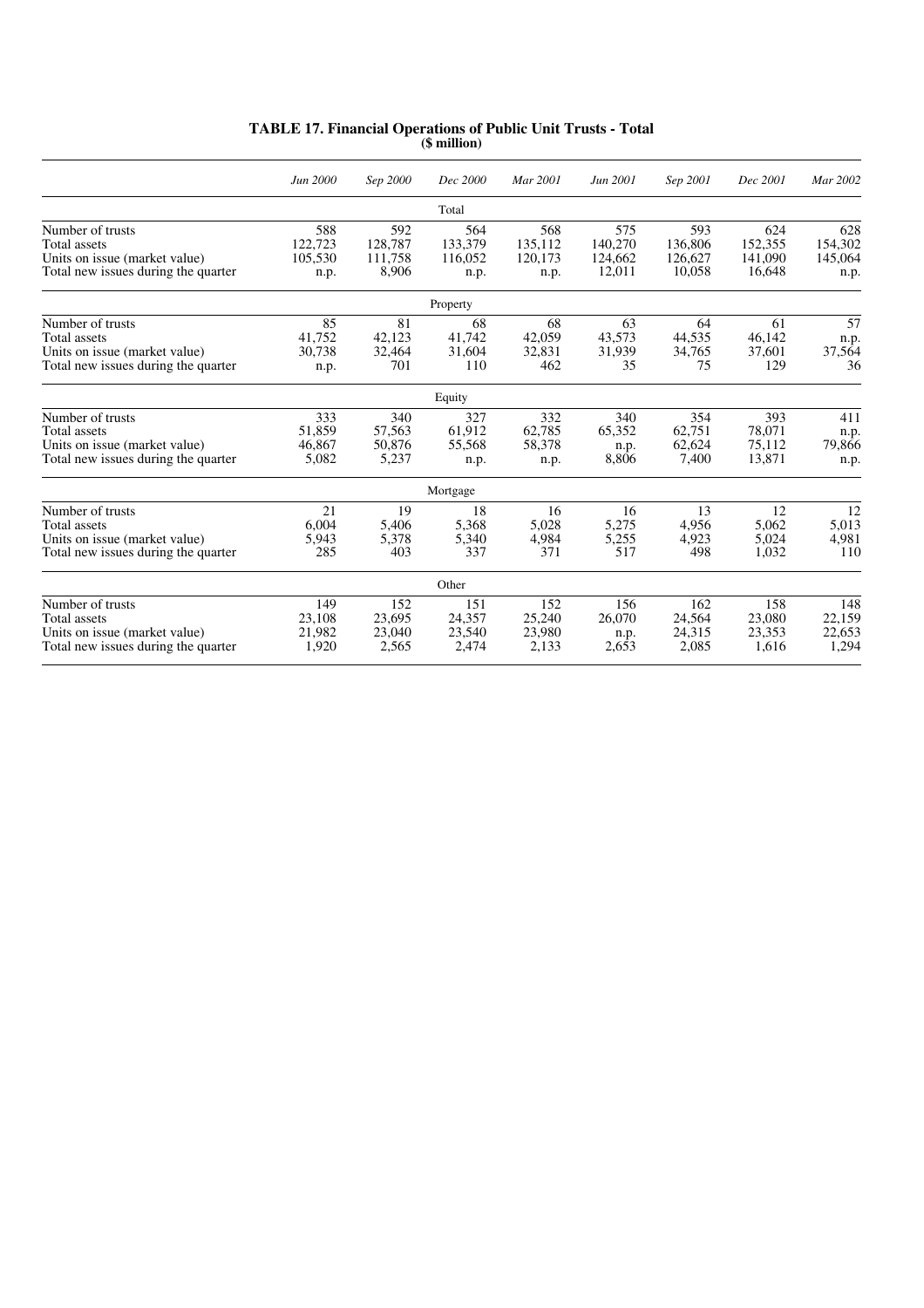**TABLE 17. Financial Operations of Public Unit Trusts - Total**
**($ million)**

| | *Jun 2000* | *Sep 2000* | *Dec 2000* | *Mar 2001* | *Jun 2001* | *Sep 2001* | *Dec 2001* | *Mar 2002* |
|---|---|---|---|---|---|---|---|---|
| | | | Total | | | | | |
| Number of trusts | 588 | 592 | 564 | 568 | 575 | 593 | 624 | 628 |
| Total assets | 122,723 | 128,787 | 133,379 | 135,112 | 140,270 | 136,806 | 152,355 | 154,302 |
| Units on issue (market value) | 105,530 | 111,758 | 116,052 | 120,173 | 124,662 | 126,627 | 141,090 | 145,064 |
| Total new issues during the quarter | n.p. | 8,906 | n.p. | n.p. | 12,011 | 10,058 | 16,648 | n.p. |
| | | | Property | | | | | |
| Number of trusts | 85 | 81 | 68 | 68 | 63 | 64 | 61 | 57 |
| Total assets | 41,752 | 42,123 | 41,742 | 42,059 | 43,573 | 44,535 | 46,142 | n.p. |
| Units on issue (market value) | 30,738 | 32,464 | 31,604 | 32,831 | 31,939 | 34,765 | 37,601 | 37,564 |
| Total new issues during the quarter | n.p. | 701 | 110 | 462 | 35 | 75 | 129 | 36 |
| | | | Equity | | | | | |
| Number of trusts | 333 | 340 | 327 | 332 | 340 | 354 | 393 | 411 |
| Total assets | 51,859 | 57,563 | 61,912 | 62,785 | 65,352 | 62,751 | 78,071 | n.p. |
| Units on issue (market value) | 46,867 | 50,876 | 55,568 | 58,378 | n.p. | 62,624 | 75,112 | 79,866 |
| Total new issues during the quarter | 5,082 | 5,237 | n.p. | n.p. | 8,806 | 7,400 | 13,871 | n.p. |
| | | | Mortgage | | | | | |
| Number of trusts | 21 | 19 | 18 | 16 | 16 | 13 | 12 | 12 |
| Total assets | 6,004 | 5,406 | 5,368 | 5,028 | 5,275 | 4,956 | 5,062 | 5,013 |
| Units on issue (market value) | 5,943 | 5,378 | 5,340 | 4,984 | 5,255 | 4,923 | 5,024 | 4,981 |
| Total new issues during the quarter | 285 | 403 | 337 | 371 | 517 | 498 | 1,032 | 110 |
| | | | Other | | | | | |
| Number of trusts | 149 | 152 | 151 | 152 | 156 | 162 | 158 | 148 |
| Total assets | 23,108 | 23,695 | 24,357 | 25,240 | 26,070 | 24,564 | 23,080 | 22,159 |
| Units on issue (market value) | 21,982 | 23,040 | 23,540 | 23,980 | n.p. | 24,315 | 23,353 | 22,653 |
| Total new issues during the quarter | 1,920 | 2,565 | 2,474 | 2,133 | 2,653 | 2,085 | 1,616 | 1,294 |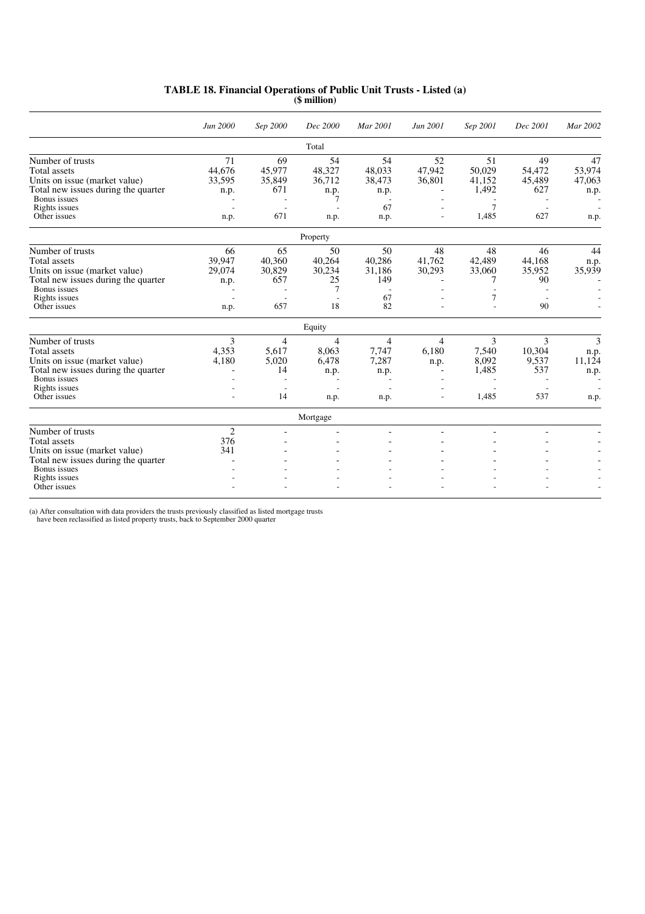# TABLE 18. Financial Operations of Public Unit Trusts - Listed (a)

**($ million)**

| | *Jun 2000* | *Sep 2000* | *Dec 2000* | *Mar 2001* | *Jun 2001* | *Sep 2001* | *Dec 2001* | *Mar 2002* |
|---|---|---|---|---|---|---|---|---|
| **Total** | | | | | | | | |
| Number of trusts | 71 | 69 | 54 | 54 | 52 | 51 | 49 | 47 |
| Total assets | 44,676 | 45,977 | 48,327 | 48,033 | 47,942 | 50,029 | 54,472 | 53,974 |
| Units on issue (market value) | 33,595 | 35,849 | 36,712 | 38,473 | 36,801 | 41,152 | 45,489 | 47,063 |
| Total new issues during the quarter | n.p. | 671 | n.p. | n.p. | - | 1,492 | 627 | n.p. |
| Bonus issues | - | - | 7 | - | - | - | - | - |
| Rights issues | - | - | - | 67 | - | 7 | - | - |
| Other issues | n.p. | 671 | n.p. | n.p. | - | 1,485 | 627 | n.p. |
| **Property** | | | | | | | | |
| Number of trusts | 66 | 65 | 50 | 50 | 48 | 48 | 46 | 44 |
| Total assets | 39,947 | 40,360 | 40,264 | 40,286 | 41,762 | 42,489 | 44,168 | n.p. |
| Units on issue (market value) | 29,074 | 30,829 | 30,234 | 31,186 | 30,293 | 33,060 | 35,952 | 35,939 |
| Total new issues during the quarter | n.p. | 657 | 25 | 149 | - | 7 | 90 | - |
| Bonus issues | - | - | 7 | - | - | - | - | - |
| Rights issues | - | - | - | 67 | - | 7 | - | - |
| Other issues | n.p. | 657 | 18 | 82 | - | - | 90 | - |
| **Equity** | | | | | | | | |
| Number of trusts | 3 | 4 | 4 | 4 | 4 | 3 | 3 | 3 |
| Total assets | 4,353 | 5,617 | 8,063 | 7,747 | 6,180 | 7,540 | 10,304 | n.p. |
| Units on issue (market value) | 4,180 | 5,020 | 6,478 | 7,287 | n.p. | 8,092 | 9,537 | 11,124 |
| Total new issues during the quarter | - | 14 | n.p. | n.p. | - | 1,485 | 537 | n.p. |
| Bonus issues | - | - | - | - | - | - | - | - |
| Rights issues | - | - | - | - | - | - | - | - |
| Other issues | - | 14 | n.p. | n.p. | - | 1,485 | 537 | n.p. |
| **Mortgage** | | | | | | | | |
| Number of trusts | 2 | - | - | - | - | - | - | - |
| Total assets | 376 | - | - | - | - | - | - | - |
| Units on issue (market value) | 341 | - | - | - | - | - | - | - |
| Total new issues during the quarter | - | - | - | - | - | - | - | - |
| Bonus issues | - | - | - | - | - | - | - | - |
| Rights issues | - | - | - | - | - | - | - | - |
| Other issues | - | - | - | - | - | - | - | - |

(a) After consultation with data providers the trusts previously classified as listed mortgage trusts have been reclassified as listed property trusts, back to September 2000 quarter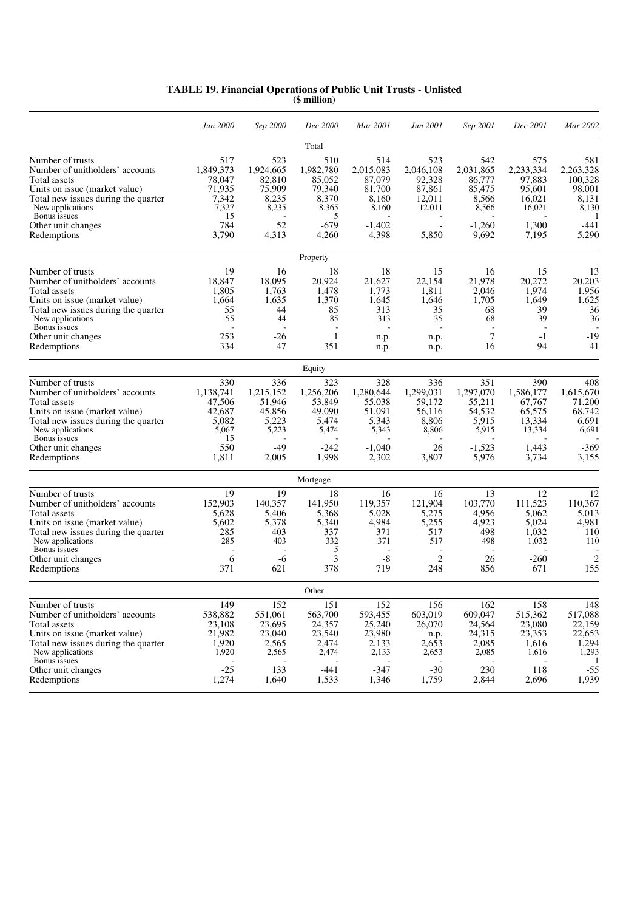**TABLE 19. Financial Operations of Public Unit Trusts - Unlisted**
**($ million)**

| | *Jun 2000* | *Sep 2000* | *Dec 2000* | *Mar 2001* | *Jun 2001* | *Sep 2001* | *Dec 2001* | *Mar 2002* |
|---|---|---|---|---|---|---|---|---|
| | | | Total | | | | | |
| Number of trusts | 517 | 523 | 510 | 514 | 523 | 542 | 575 | 581 |
| Number of unitholders' accounts | 1,849,373 | 1,924,665 | 1,982,780 | 2,015,083 | 2,046,108 | 2,031,865 | 2,233,334 | 2,263,328 |
| Total assets | 78,047 | 82,810 | 85,052 | 87,079 | 92,328 | 86,777 | 97,883 | 100,328 |
| Units on issue (market value) | 71,935 | 75,909 | 79,340 | 81,700 | 87,861 | 85,475 | 95,601 | 98,001 |
| Total new issues during the quarter | 7,342 | 8,235 | 8,370 | 8,160 | 12,011 | 8,566 | 16,021 | 8,131 |
| New applications | 7,327 | 8,235 | 8,365 | 8,160 | 12,011 | 8,566 | 16,021 | 8,130 |
| Bonus issues | 15 | - | 5 | - | - | - | - | 1 |
| Other unit changes | 784 | 52 | -679 | -1,402 | - | -1,260 | 1,300 | -441 |
| Redemptions | 3,790 | 4,313 | 4,260 | 4,398 | 5,850 | 9,692 | 7,195 | 5,290 |
| | | | Property | | | | | |
| Number of trusts | 19 | 16 | 18 | 18 | 15 | 16 | 15 | 13 |
| Number of unitholders' accounts | 18,847 | 18,095 | 20,924 | 21,627 | 22,154 | 21,978 | 20,272 | 20,203 |
| Total assets | 1,805 | 1,763 | 1,478 | 1,773 | 1,811 | 2,046 | 1,974 | 1,956 |
| Units on issue (market value) | 1,664 | 1,635 | 1,370 | 1,645 | 1,646 | 1,705 | 1,649 | 1,625 |
| Total new issues during the quarter | 55 | 44 | 85 | 313 | 35 | 68 | 39 | 36 |
| New applications | 55 | 44 | 85 | 313 | 35 | 68 | 39 | 36 |
| Bonus issues | - | - | - | - | - | - | - | - |
| Other unit changes | 253 | -26 | 1 | n.p. | n.p. | 7 | -1 | -19 |
| Redemptions | 334 | 47 | 351 | n.p. | n.p. | 16 | 94 | 41 |
| | | | Equity | | | | | |
| Number of trusts | 330 | 336 | 323 | 328 | 336 | 351 | 390 | 408 |
| Number of unitholders' accounts | 1,138,741 | 1,215,152 | 1,256,206 | 1,280,644 | 1,299,031 | 1,297,070 | 1,586,177 | 1,615,670 |
| Total assets | 47,506 | 51,946 | 53,849 | 55,038 | 59,172 | 55,211 | 67,767 | 71,200 |
| Units on issue (market value) | 42,687 | 45,856 | 49,090 | 51,091 | 56,116 | 54,532 | 65,575 | 68,742 |
| Total new issues during the quarter | 5,082 | 5,223 | 5,474 | 5,343 | 8,806 | 5,915 | 13,334 | 6,691 |
| New applications | 5,067 | 5,223 | 5,474 | 5,343 | 8,806 | 5,915 | 13,334 | 6,691 |
| Bonus issues | 15 | - | - | - | - | - | - | - |
| Other unit changes | 550 | -49 | -242 | -1,040 | 26 | -1,523 | 1,443 | -369 |
| Redemptions | 1,811 | 2,005 | 1,998 | 2,302 | 3,807 | 5,976 | 3,734 | 3,155 |
| | | | Mortgage | | | | | |
| Number of trusts | 19 | 19 | 18 | 16 | 16 | 13 | 12 | 12 |
| Number of unitholders' accounts | 152,903 | 140,357 | 141,950 | 119,357 | 121,904 | 103,770 | 111,523 | 110,367 |
| Total assets | 5,628 | 5,406 | 5,368 | 5,028 | 5,275 | 4,956 | 5,062 | 5,013 |
| Units on issue (market value) | 5,602 | 5,378 | 5,340 | 4,984 | 5,255 | 4,923 | 5,024 | 4,981 |
| Total new issues during the quarter | 285 | 403 | 337 | 371 | 517 | 498 | 1,032 | 110 |
| New applications | 285 | 403 | 332 | 371 | 517 | 498 | 1,032 | 110 |
| Bonus issues | - | - | 5 | - | - | - | - | - |
| Other unit changes | 6 | -6 | 3 | -8 | 2 | 26 | -260 | 2 |
| Redemptions | 371 | 621 | 378 | 719 | 248 | 856 | 671 | 155 |
| | | | Other | | | | | |
| Number of trusts | 149 | 152 | 151 | 152 | 156 | 162 | 158 | 148 |
| Number of unitholders' accounts | 538,882 | 551,061 | 563,700 | 593,455 | 603,019 | 609,047 | 515,362 | 517,088 |
| Total assets | 23,108 | 23,695 | 24,357 | 25,240 | 26,070 | 24,564 | 23,080 | 22,159 |
| Units on issue (market value) | 21,982 | 23,040 | 23,540 | 23,980 | n.p. | 24,315 | 23,353 | 22,653 |
| Total new issues during the quarter | 1,920 | 2,565 | 2,474 | 2,133 | 2,653 | 2,085 | 1,616 | 1,294 |
| New applications | 1,920 | 2,565 | 2,474 | 2,133 | 2,653 | 2,085 | 1,616 | 1,293 |
| Bonus issues | - | - | - | - | - | - | - | 1 |
| Other unit changes | -25 | 133 | -441 | -347 | -30 | 230 | 118 | -55 |
| Redemptions | 1,274 | 1,640 | 1,533 | 1,346 | 1,759 | 2,844 | 2,696 | 1,939 |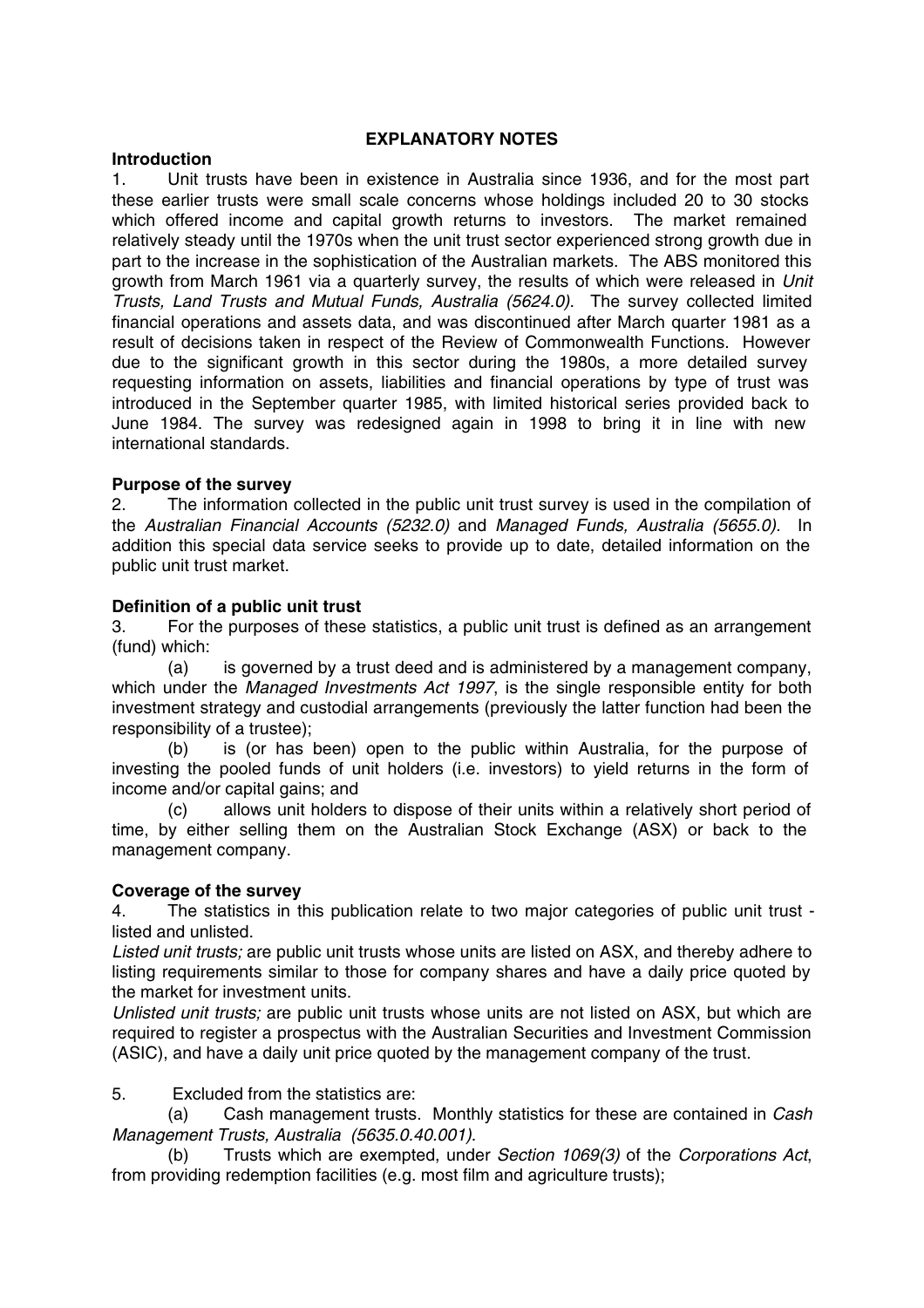## EXPLANATORY NOTES

### Introduction

1. Unit trusts have been in existence in Australia since 1936, and for the most part these earlier trusts were small scale concerns whose holdings included 20 to 30 stocks which offered income and capital growth returns to investors. The market remained relatively steady until the 1970s when the unit trust sector experienced strong growth due in part to the increase in the sophistication of the Australian markets. The ABS monitored this growth from March 1961 via a quarterly survey, the results of which were released in *Unit Trusts, Land Trusts and Mutual Funds, Australia (5624.0)*. The survey collected limited financial operations and assets data, and was discontinued after March quarter 1981 as a result of decisions taken in respect of the Review of Commonwealth Functions. However due to the significant growth in this sector during the 1980s, a more detailed survey requesting information on assets, liabilities and financial operations by type of trust was introduced in the September quarter 1985, with limited historical series provided back to June 1984. The survey was redesigned again in 1998 to bring it in line with new international standards.

### Purpose of the survey

2. The information collected in the public unit trust survey is used in the compilation of the *Australian Financial Accounts (5232.0)* and *Managed Funds, Australia (5655.0)*. In addition this special data service seeks to provide up to date, detailed information on the public unit trust market.

### Definition of a public unit trust

3. For the purposes of these statistics, a public unit trust is defined as an arrangement (fund) which:

(a) is governed by a trust deed and is administered by a management company, which under the *Managed Investments Act 1997*, is the single responsible entity for both investment strategy and custodial arrangements (previously the latter function had been the responsibility of a trustee);

(b) is (or has been) open to the public within Australia, for the purpose of investing the pooled funds of unit holders (i.e. investors) to yield returns in the form of income and/or capital gains; and

(c) allows unit holders to dispose of their units within a relatively short period of time, by either selling them on the Australian Stock Exchange (ASX) or back to the management company.

### Coverage of the survey

4. The statistics in this publication relate to two major categories of public unit trust - listed and unlisted.

*Listed unit trusts;* are public unit trusts whose units are listed on ASX, and thereby adhere to listing requirements similar to those for company shares and have a daily price quoted by the market for investment units.

*Unlisted unit trusts;* are public unit trusts whose units are not listed on ASX, but which are required to register a prospectus with the Australian Securities and Investment Commission (ASIC), and have a daily unit price quoted by the management company of the trust.

5. Excluded from the statistics are:

(a) Cash management trusts. Monthly statistics for these are contained in *Cash Management Trusts, Australia (5635.0.40.001)*.

(b) Trusts which are exempted, under *Section 1069(3)* of the *Corporations Act*, from providing redemption facilities (e.g. most film and agriculture trusts);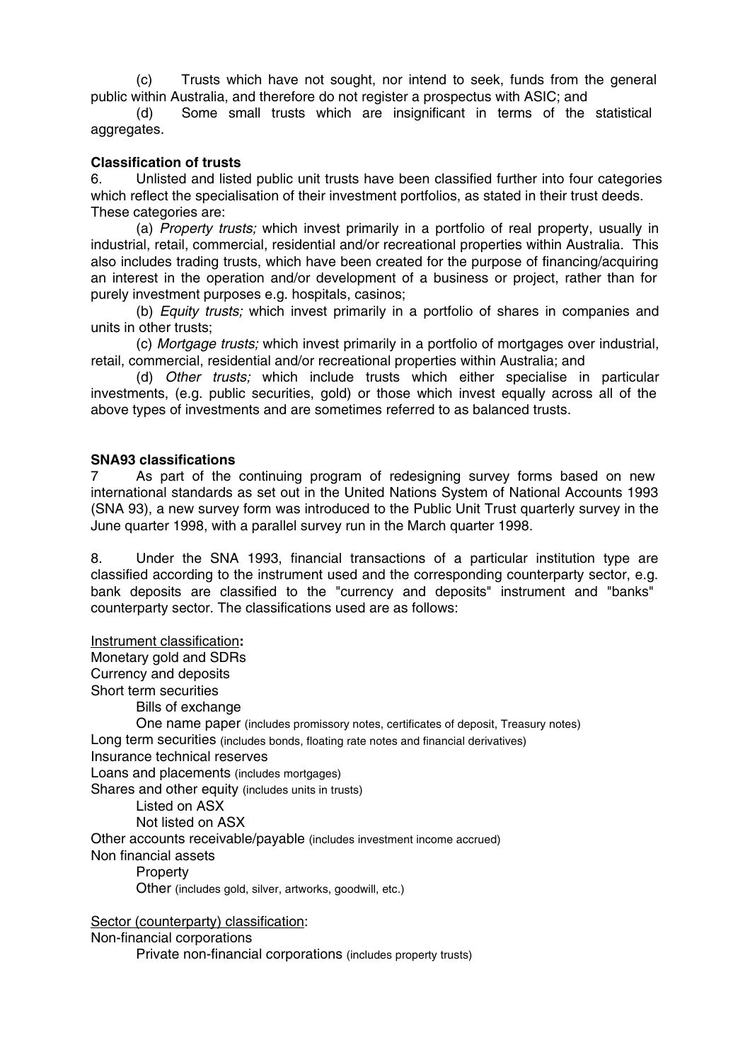(c) Trusts which have not sought, nor intend to seek, funds from the general public within Australia, and therefore do not register a prospectus with ASIC; and

(d) Some small trusts which are insignificant in terms of the statistical aggregates.

**Classification of trusts**

6. Unlisted and listed public unit trusts have been classified further into four categories which reflect the specialisation of their investment portfolios, as stated in their trust deeds. These categories are:

(a) *Property trusts;* which invest primarily in a portfolio of real property, usually in industrial, retail, commercial, residential and/or recreational properties within Australia. This also includes trading trusts, which have been created for the purpose of financing/acquiring an interest in the operation and/or development of a business or project, rather than for purely investment purposes e.g. hospitals, casinos;

(b) *Equity trusts;* which invest primarily in a portfolio of shares in companies and units in other trusts;

(c) *Mortgage trusts;* which invest primarily in a portfolio of mortgages over industrial, retail, commercial, residential and/or recreational properties within Australia; and

(d) *Other trusts;* which include trusts which either specialise in particular investments, (e.g. public securities, gold) or those which invest equally across all of the above types of investments and are sometimes referred to as balanced trusts.

**SNA93 classifications**

7 As part of the continuing program of redesigning survey forms based on new international standards as set out in the United Nations System of National Accounts 1993 (SNA 93), a new survey form was introduced to the Public Unit Trust quarterly survey in the June quarter 1998, with a parallel survey run in the March quarter 1998.

8. Under the SNA 1993, financial transactions of a particular institution type are classified according to the instrument used and the corresponding counterparty sector, e.g. bank deposits are classified to the "currency and deposits" instrument and "banks" counterparty sector. The classifications used are as follows:

Instrument classification**:**

Monetary gold and SDRs
Currency and deposits
Short term securities
- Bills of exchange
- One name paper (includes promissory notes, certificates of deposit, Treasury notes)

Long term securities (includes bonds, floating rate notes and financial derivatives)
Insurance technical reserves
Loans and placements (includes mortgages)
Shares and other equity (includes units in trusts)
- Listed on ASX
- Not listed on ASX

Other accounts receivable/payable (includes investment income accrued)
Non financial assets
- Property
- Other (includes gold, silver, artworks, goodwill, etc.)

Sector (counterparty) classification:

Non-financial corporations
- Private non-financial corporations (includes property trusts)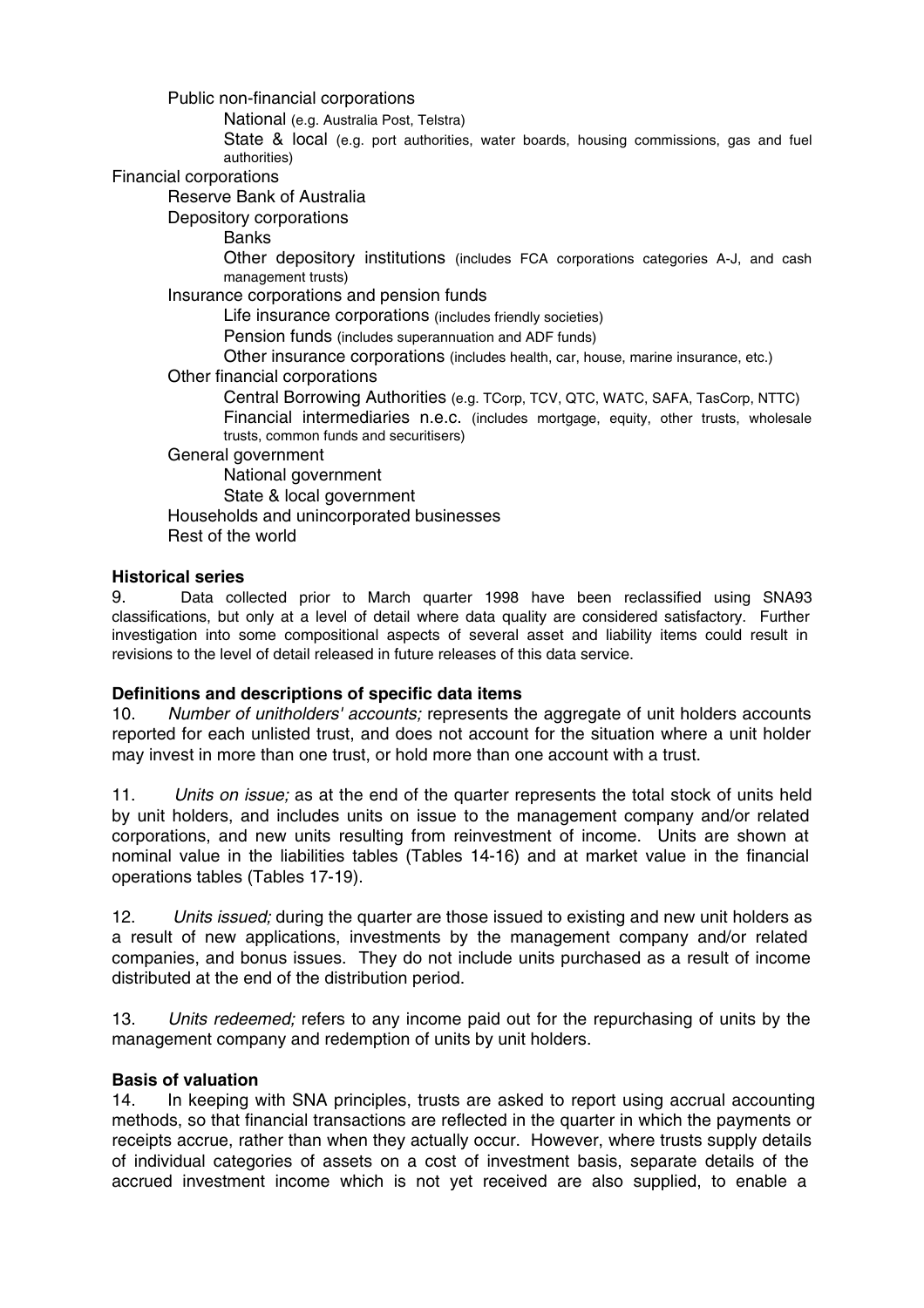- Public non-financial corporations
    - National (e.g. Australia Post, Telstra)
    - State & local (e.g. port authorities, water boards, housing commissions, gas and fuel authorities)
- Financial corporations
    - Reserve Bank of Australia
    - Depository corporations
        - Banks
        - Other depository institutions (includes FCA corporations categories A-J, and cash management trusts)
    - Insurance corporations and pension funds
        - Life insurance corporations (includes friendly societies)
        - Pension funds (includes superannuation and ADF funds)
        - Other insurance corporations (includes health, car, house, marine insurance, etc.)
    - Other financial corporations
        - Central Borrowing Authorities (e.g. TCorp, TCV, QTC, WATC, SAFA, TasCorp, NTTC)
        - Financial intermediaries n.e.c. (includes mortgage, equity, other trusts, wholesale trusts, common funds and securitisers)
    - General government
        - National government
        - State & local government
    - Households and unincorporated businesses
    - Rest of the world

**Historical series**

9. Data collected prior to March quarter 1998 have been reclassified using SNA93 classifications, but only at a level of detail where data quality are considered satisfactory. Further investigation into some compositional aspects of several asset and liability items could result in revisions to the level of detail released in future releases of this data service.

**Definitions and descriptions of specific data items**

10. *Number of unitholders' accounts;* represents the aggregate of unit holders accounts reported for each unlisted trust, and does not account for the situation where a unit holder may invest in more than one trust, or hold more than one account with a trust.

11. *Units on issue;* as at the end of the quarter represents the total stock of units held by unit holders, and includes units on issue to the management company and/or related corporations, and new units resulting from reinvestment of income. Units are shown at nominal value in the liabilities tables (Tables 14-16) and at market value in the financial operations tables (Tables 17-19).

12. *Units issued;* during the quarter are those issued to existing and new unit holders as a result of new applications, investments by the management company and/or related companies, and bonus issues. They do not include units purchased as a result of income distributed at the end of the distribution period.

13. *Units redeemed;* refers to any income paid out for the repurchasing of units by the management company and redemption of units by unit holders.

**Basis of valuation**

14. In keeping with SNA principles, trusts are asked to report using accrual accounting methods, so that financial transactions are reflected in the quarter in which the payments or receipts accrue, rather than when they actually occur. However, where trusts supply details of individual categories of assets on a cost of investment basis, separate details of the accrued investment income which is not yet received are also supplied, to enable a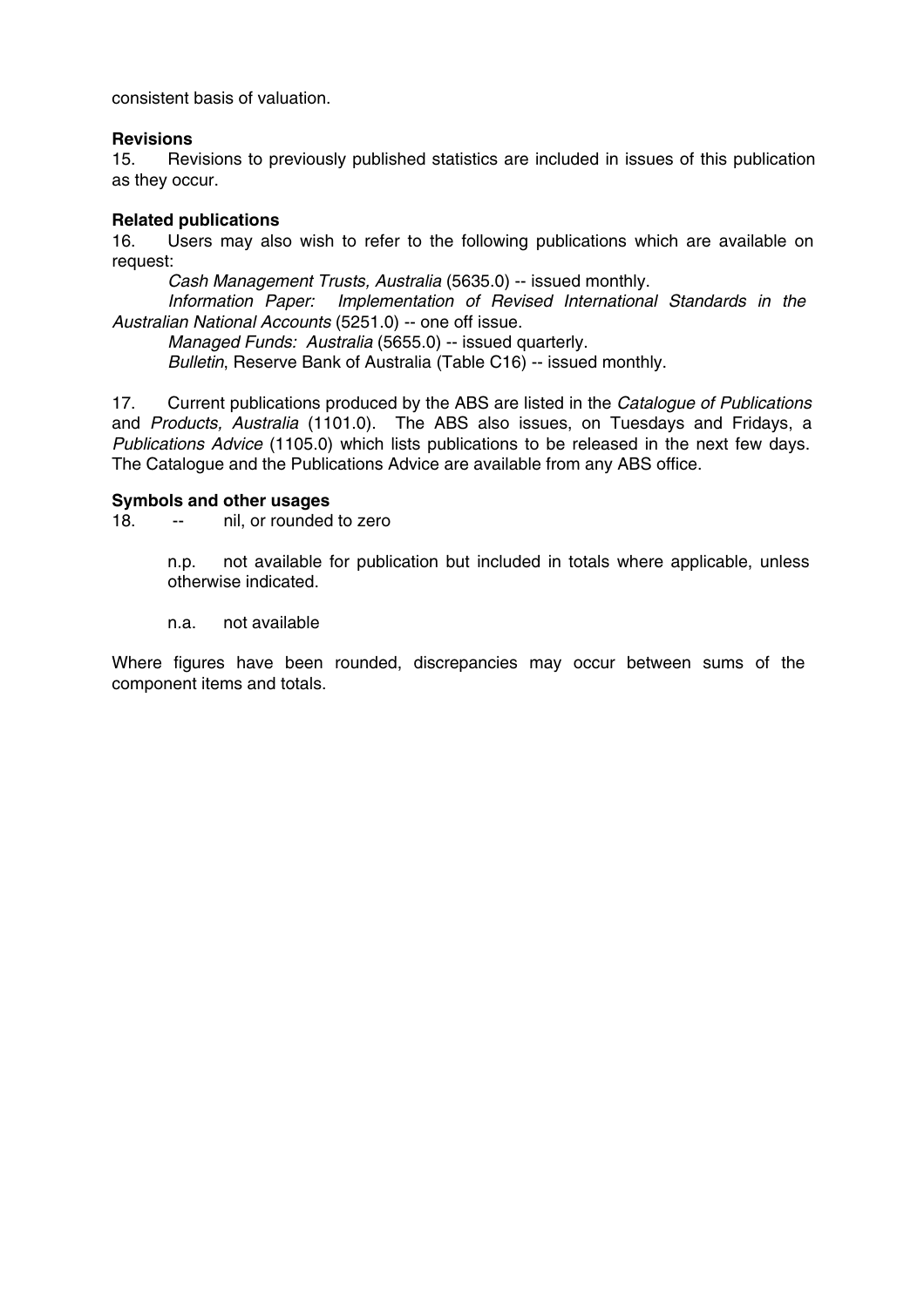consistent basis of valuation.

**Revisions**

15. Revisions to previously published statistics are included in issues of this publication as they occur.

**Related publications**

16. Users may also wish to refer to the following publications which are available on request:

*Cash Management Trusts, Australia* (5635.0) -- issued monthly.

*Information Paper: Implementation of Revised International Standards in the Australian National Accounts* (5251.0) -- one off issue.

*Managed Funds: Australia* (5655.0) -- issued quarterly.

*Bulletin*, Reserve Bank of Australia (Table C16) -- issued monthly.

17. Current publications produced by the ABS are listed in the *Catalogue of Publications* and *Products, Australia* (1101.0). The ABS also issues, on Tuesdays and Fridays, a *Publications Advice* (1105.0) which lists publications to be released in the next few days. The Catalogue and the Publications Advice are available from any ABS office.

**Symbols and other usages**

18. -- nil, or rounded to zero

n.p. not available for publication but included in totals where applicable, unless otherwise indicated.

n.a. not available

Where figures have been rounded, discrepancies may occur between sums of the component items and totals.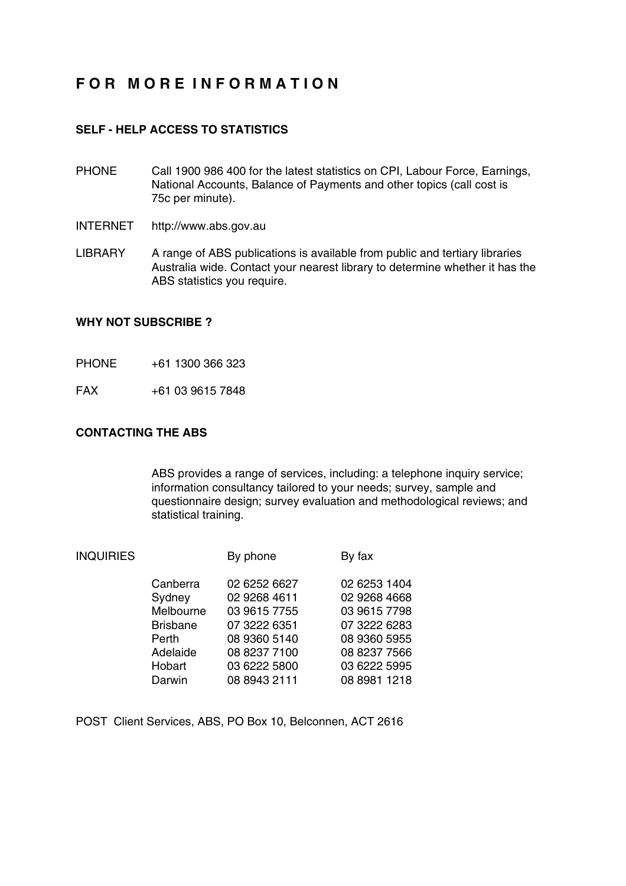# F O R   M O R E   I N F O R M A T I O N

## SELF - HELP ACCESS TO STATISTICS

PHONE Call 1900 986 400 for the latest statistics on CPI, Labour Force, Earnings, National Accounts, Balance of Payments and other topics (call cost is 75c per minute).

INTERNET http://www.abs.gov.au

LIBRARY A range of ABS publications is available from public and tertiary libraries Australia wide. Contact your nearest library to determine whether it has the ABS statistics you require.

## WHY NOT SUBSCRIBE ?

PHONE +61 1300 366 323

FAX +61 03 9615 7848

## CONTACTING THE ABS

ABS provides a range of services, including: a telephone inquiry service; information consultancy tailored to your needs; survey, sample and questionnaire design; survey evaluation and methodological reviews; and statistical training.

| INQUIRIES | | By phone | By fax |
|---|---|---|---|
| | Canberra | 02 6252 6627 | 02 6253 1404 |
| | Sydney | 02 9268 4611 | 02 9268 4668 |
| | Melbourne | 03 9615 7755 | 03 9615 7798 |
| | Brisbane | 07 3222 6351 | 07 3222 6283 |
| | Perth | 08 9360 5140 | 08 9360 5955 |
| | Adelaide | 08 8237 7100 | 08 8237 7566 |
| | Hobart | 03 6222 5800 | 03 6222 5995 |
| | Darwin | 08 8943 2111 | 08 8981 1218 |

POST Client Services, ABS, PO Box 10, Belconnen, ACT 2616